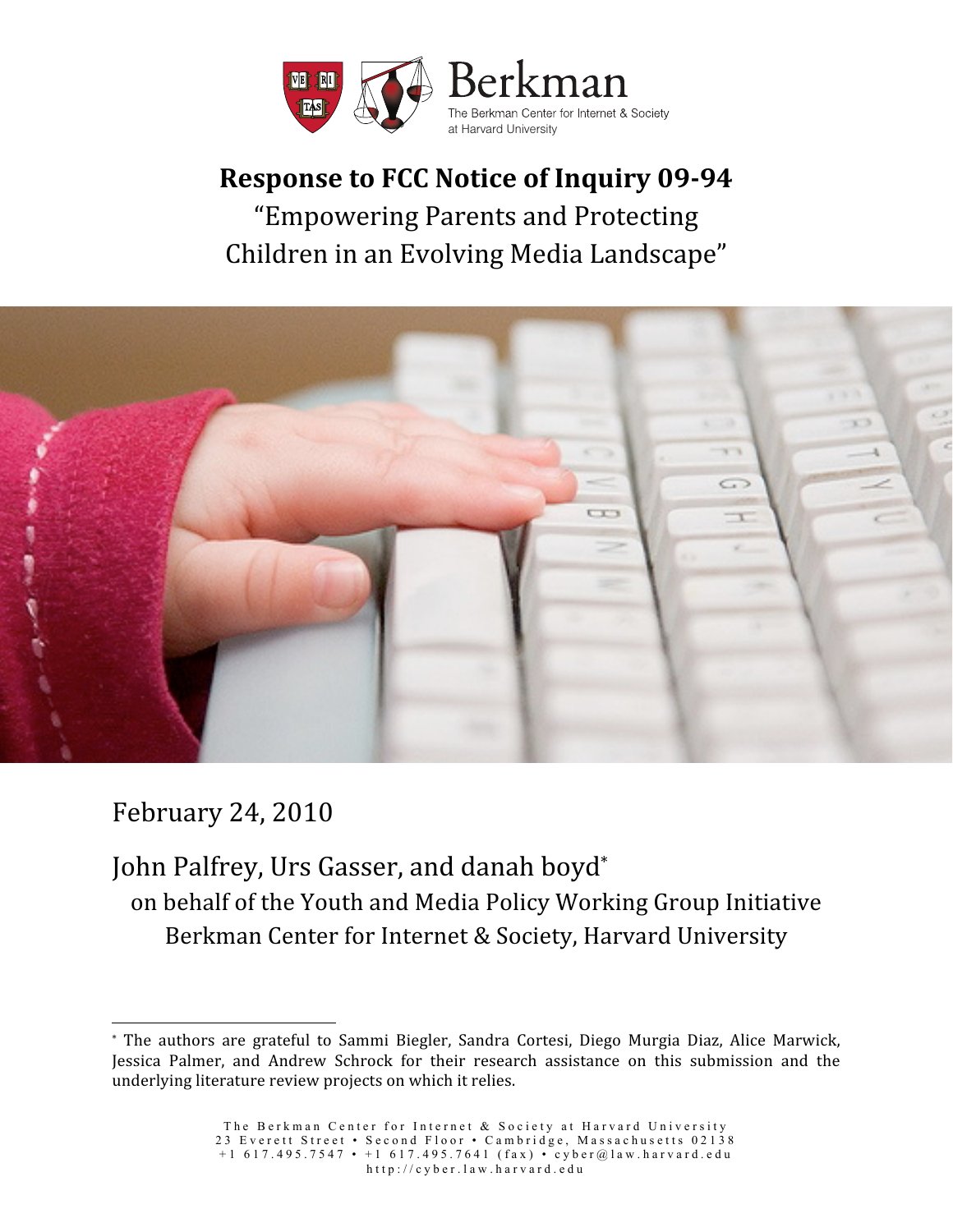Berkman

The Berkman Center for Internet & Society at Harvard University

# Response to FCC Notice of Inquiry 09-94

"Empowering Parents and Protecting Children in an Evolving Media Landscape"

February 24, 2010

John Palfrey, Urs Gasser, and danah boyd*

on behalf of the Youth and Media Policy Working Group Initiative
Berkman Center for Internet & Society, Harvard University

---

* The authors are grateful to Sammi Biegler, Sandra Cortesi, Diego Murgia Diaz, Alice Marwick, Jessica Palmer, and Andrew Schrock for their research assistance on this submission and the underlying literature review projects on which it relies.

The Berkman Center for Internet & Society at Harvard University
23 Everett Street • Second Floor • Cambridge, Massachusetts 02138
+1 617.495.7547 • +1 617.495.7641 (fax) • cyber@law.harvard.edu
http://cyber.law.harvard.edu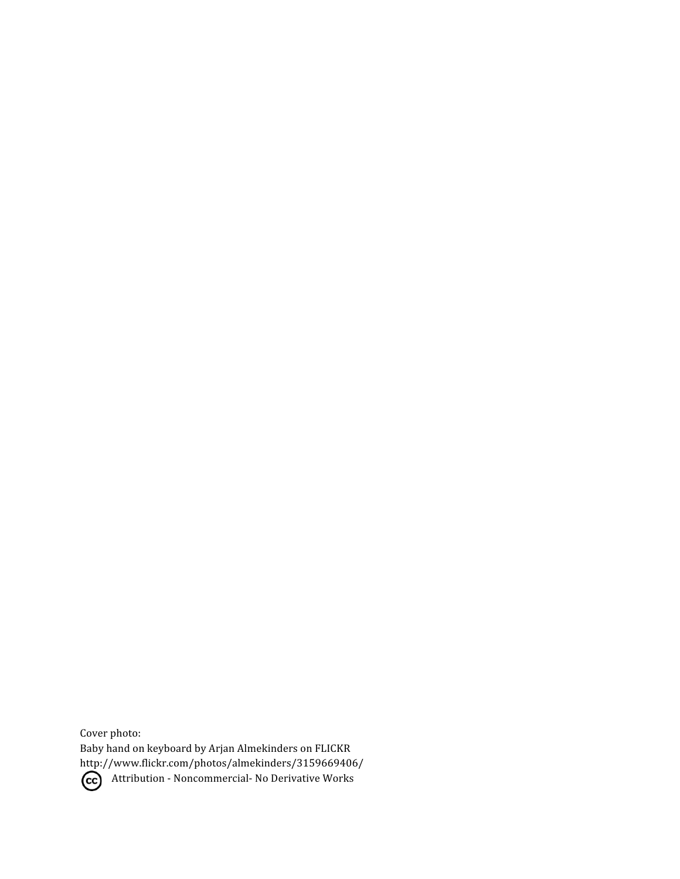Cover photo:
Baby hand on keyboard by Arjan Almekinders on FLICKR
http://www.flickr.com/photos/almekinders/3159669406/
Attribution - Noncommercial- No Derivative Works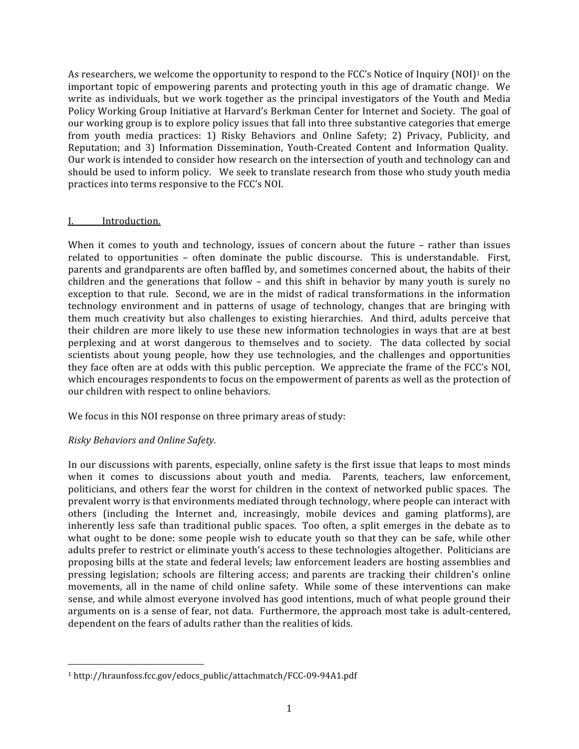As researchers, we welcome the opportunity to respond to the FCC's Notice of Inquiry (NOI)[1] on the important topic of empowering parents and protecting youth in this age of dramatic change. We write as individuals, but we work together as the principal investigators of the Youth and Media Policy Working Group Initiative at Harvard's Berkman Center for Internet and Society. The goal of our working group is to explore policy issues that fall into three substantive categories that emerge from youth media practices: 1) Risky Behaviors and Online Safety; 2) Privacy, Publicity, and Reputation; and 3) Information Dissemination, Youth-Created Content and Information Quality. Our work is intended to consider how research on the intersection of youth and technology can and should be used to inform policy. We seek to translate research from those who study youth media practices into terms responsive to the FCC's NOI.

## I. Introduction.

When it comes to youth and technology, issues of concern about the future – rather than issues related to opportunities – often dominate the public discourse. This is understandable. First, parents and grandparents are often baffled by, and sometimes concerned about, the habits of their children and the generations that follow – and this shift in behavior by many youth is surely no exception to that rule. Second, we are in the midst of radical transformations in the information technology environment and in patterns of usage of technology, changes that are bringing with them much creativity but also challenges to existing hierarchies. And third, adults perceive that their children are more likely to use these new information technologies in ways that are at best perplexing and at worst dangerous to themselves and to society. The data collected by social scientists about young people, how they use technologies, and the challenges and opportunities they face often are at odds with this public perception. We appreciate the frame of the FCC's NOI, which encourages respondents to focus on the empowerment of parents as well as the protection of our children with respect to online behaviors.

We focus in this NOI response on three primary areas of study:

*Risky Behaviors and Online Safety.*

In our discussions with parents, especially, online safety is the first issue that leaps to most minds when it comes to discussions about youth and media. Parents, teachers, law enforcement, politicians, and others fear the worst for children in the context of networked public spaces. The prevalent worry is that environments mediated through technology, where people can interact with others (including the Internet and, increasingly, mobile devices and gaming platforms), are inherently less safe than traditional public spaces. Too often, a split emerges in the debate as to what ought to be done: some people wish to educate youth so that they can be safe, while other adults prefer to restrict or eliminate youth's access to these technologies altogether. Politicians are proposing bills at the state and federal levels; law enforcement leaders are hosting assemblies and pressing legislation; schools are filtering access; and parents are tracking their children's online movements, all in the name of child online safety. While some of these interventions can make sense, and while almost everyone involved has good intentions, much of what people ground their arguments on is a sense of fear, not data. Furthermore, the approach most take is adult-centered, dependent on the fears of adults rather than the realities of kids.

---

[1] http://hraunfoss.fcc.gov/edocs_public/attachmatch/FCC-09-94A1.pdf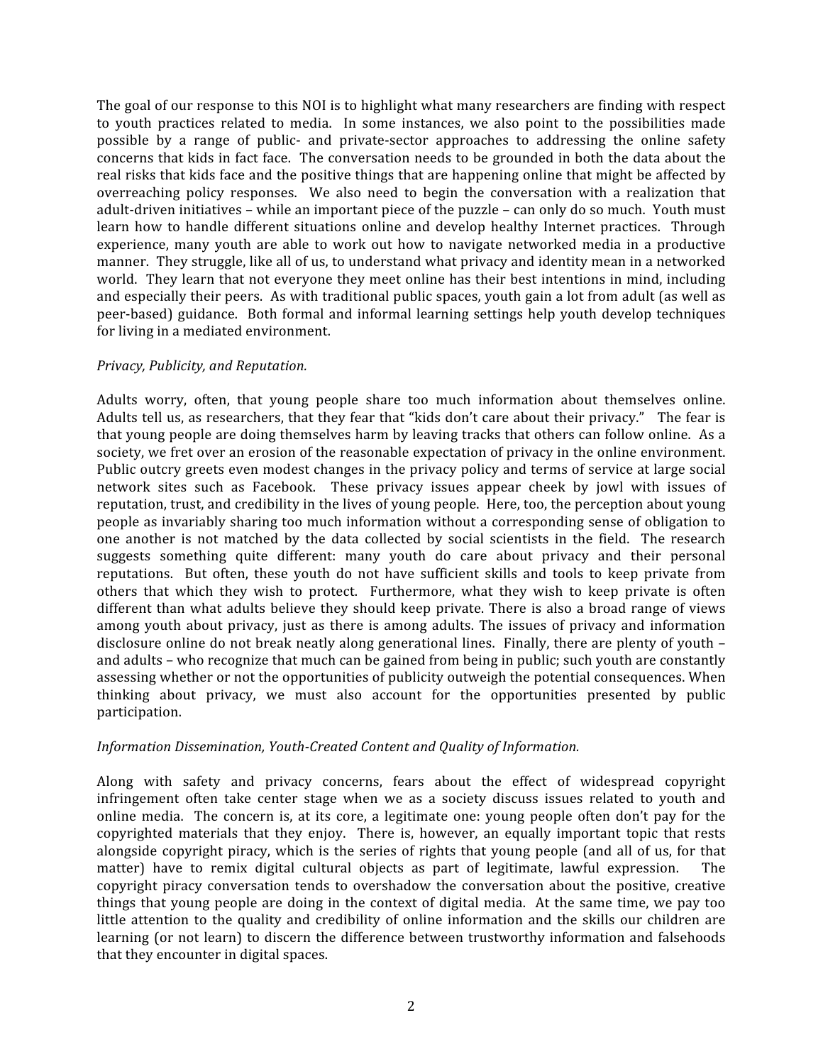The goal of our response to this NOI is to highlight what many researchers are finding with respect to youth practices related to media. In some instances, we also point to the possibilities made possible by a range of public- and private-sector approaches to addressing the online safety concerns that kids in fact face. The conversation needs to be grounded in both the data about the real risks that kids face and the positive things that are happening online that might be affected by overreaching policy responses. We also need to begin the conversation with a realization that adult-driven initiatives – while an important piece of the puzzle – can only do so much. Youth must learn how to handle different situations online and develop healthy Internet practices. Through experience, many youth are able to work out how to navigate networked media in a productive manner. They struggle, like all of us, to understand what privacy and identity mean in a networked world. They learn that not everyone they meet online has their best intentions in mind, including and especially their peers. As with traditional public spaces, youth gain a lot from adult (as well as peer-based) guidance. Both formal and informal learning settings help youth develop techniques for living in a mediated environment.

*Privacy, Publicity, and Reputation.*

Adults worry, often, that young people share too much information about themselves online. Adults tell us, as researchers, that they fear that "kids don't care about their privacy." The fear is that young people are doing themselves harm by leaving tracks that others can follow online. As a society, we fret over an erosion of the reasonable expectation of privacy in the online environment. Public outcry greets even modest changes in the privacy policy and terms of service at large social network sites such as Facebook. These privacy issues appear cheek by jowl with issues of reputation, trust, and credibility in the lives of young people. Here, too, the perception about young people as invariably sharing too much information without a corresponding sense of obligation to one another is not matched by the data collected by social scientists in the field. The research suggests something quite different: many youth do care about privacy and their personal reputations. But often, these youth do not have sufficient skills and tools to keep private from others that which they wish to protect. Furthermore, what they wish to keep private is often different than what adults believe they should keep private. There is also a broad range of views among youth about privacy, just as there is among adults. The issues of privacy and information disclosure online do not break neatly along generational lines. Finally, there are plenty of youth – and adults – who recognize that much can be gained from being in public; such youth are constantly assessing whether or not the opportunities of publicity outweigh the potential consequences. When thinking about privacy, we must also account for the opportunities presented by public participation.

*Information Dissemination, Youth-Created Content and Quality of Information.*

Along with safety and privacy concerns, fears about the effect of widespread copyright infringement often take center stage when we as a society discuss issues related to youth and online media. The concern is, at its core, a legitimate one: young people often don't pay for the copyrighted materials that they enjoy. There is, however, an equally important topic that rests alongside copyright piracy, which is the series of rights that young people (and all of us, for that matter) have to remix digital cultural objects as part of legitimate, lawful expression. The copyright piracy conversation tends to overshadow the conversation about the positive, creative things that young people are doing in the context of digital media. At the same time, we pay too little attention to the quality and credibility of online information and the skills our children are learning (or not learn) to discern the difference between trustworthy information and falsehoods that they encounter in digital spaces.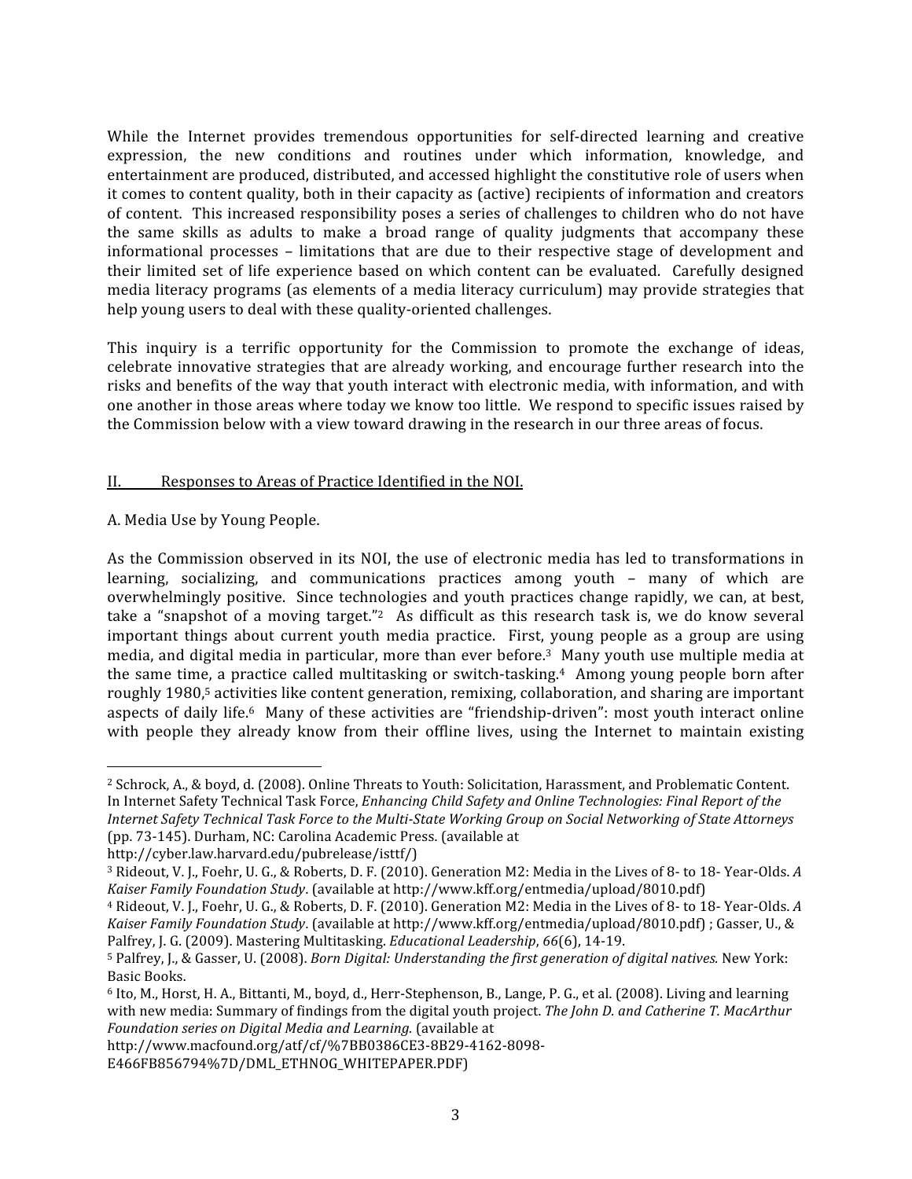While the Internet provides tremendous opportunities for self-directed learning and creative expression, the new conditions and routines under which information, knowledge, and entertainment are produced, distributed, and accessed highlight the constitutive role of users when it comes to content quality, both in their capacity as (active) recipients of information and creators of content. This increased responsibility poses a series of challenges to children who do not have the same skills as adults to make a broad range of quality judgments that accompany these informational processes – limitations that are due to their respective stage of development and their limited set of life experience based on which content can be evaluated. Carefully designed media literacy programs (as elements of a media literacy curriculum) may provide strategies that help young users to deal with these quality-oriented challenges.

This inquiry is a terrific opportunity for the Commission to promote the exchange of ideas, celebrate innovative strategies that are already working, and encourage further research into the risks and benefits of the way that youth interact with electronic media, with information, and with one another in those areas where today we know too little. We respond to specific issues raised by the Commission below with a view toward drawing in the research in our three areas of focus.

## II. Responses to Areas of Practice Identified in the NOI.

### A. Media Use by Young People.

As the Commission observed in its NOI, the use of electronic media has led to transformations in learning, socializing, and communications practices among youth – many of which are overwhelmingly positive. Since technologies and youth practices change rapidly, we can, at best, take a "snapshot of a moving target."[2] As difficult as this research task is, we do know several important things about current youth media practice. First, young people as a group are using media, and digital media in particular, more than ever before.[3] Many youth use multiple media at the same time, a practice called multitasking or switch-tasking.[4] Among young people born after roughly 1980,[5] activities like content generation, remixing, collaboration, and sharing are important aspects of daily life.[6] Many of these activities are "friendship-driven": most youth interact online with people they already know from their offline lives, using the Internet to maintain existing

---

[2] Schrock, A., & boyd, d. (2008). Online Threats to Youth: Solicitation, Harassment, and Problematic Content. In Internet Safety Technical Task Force, *Enhancing Child Safety and Online Technologies: Final Report of the Internet Safety Technical Task Force to the Multi-State Working Group on Social Networking of State Attorneys* (pp. 73-145). Durham, NC: Carolina Academic Press. (available at http://cyber.law.harvard.edu/pubrelease/isttf/)

[3] Rideout, V. J., Foehr, U. G., & Roberts, D. F. (2010). Generation M2: Media in the Lives of 8- to 18- Year-Olds. *A Kaiser Family Foundation Study*. (available at http://www.kff.org/entmedia/upload/8010.pdf)

[4] Rideout, V. J., Foehr, U. G., & Roberts, D. F. (2010). Generation M2: Media in the Lives of 8- to 18- Year-Olds. *A Kaiser Family Foundation Study*. (available at http://www.kff.org/entmedia/upload/8010.pdf) ; Gasser, U., & Palfrey, J. G. (2009). Mastering Multitasking. *Educational Leadership*, *66*(6), 14-19.

[5] Palfrey, J., & Gasser, U. (2008). *Born Digital: Understanding the first generation of digital natives.* New York: Basic Books.

[6] Ito, M., Horst, H. A., Bittanti, M., boyd, d., Herr-Stephenson, B., Lange, P. G., et al. (2008). Living and learning with new media: Summary of findings from the digital youth project. *The John D. and Catherine T. MacArthur Foundation series on Digital Media and Learning.* (available at http://www.macfound.org/atf/cf/%7BB0386CE3-8B29-4162-8098-E466FB856794%7D/DML_ETHNOG_WHITEPAPER.PDF)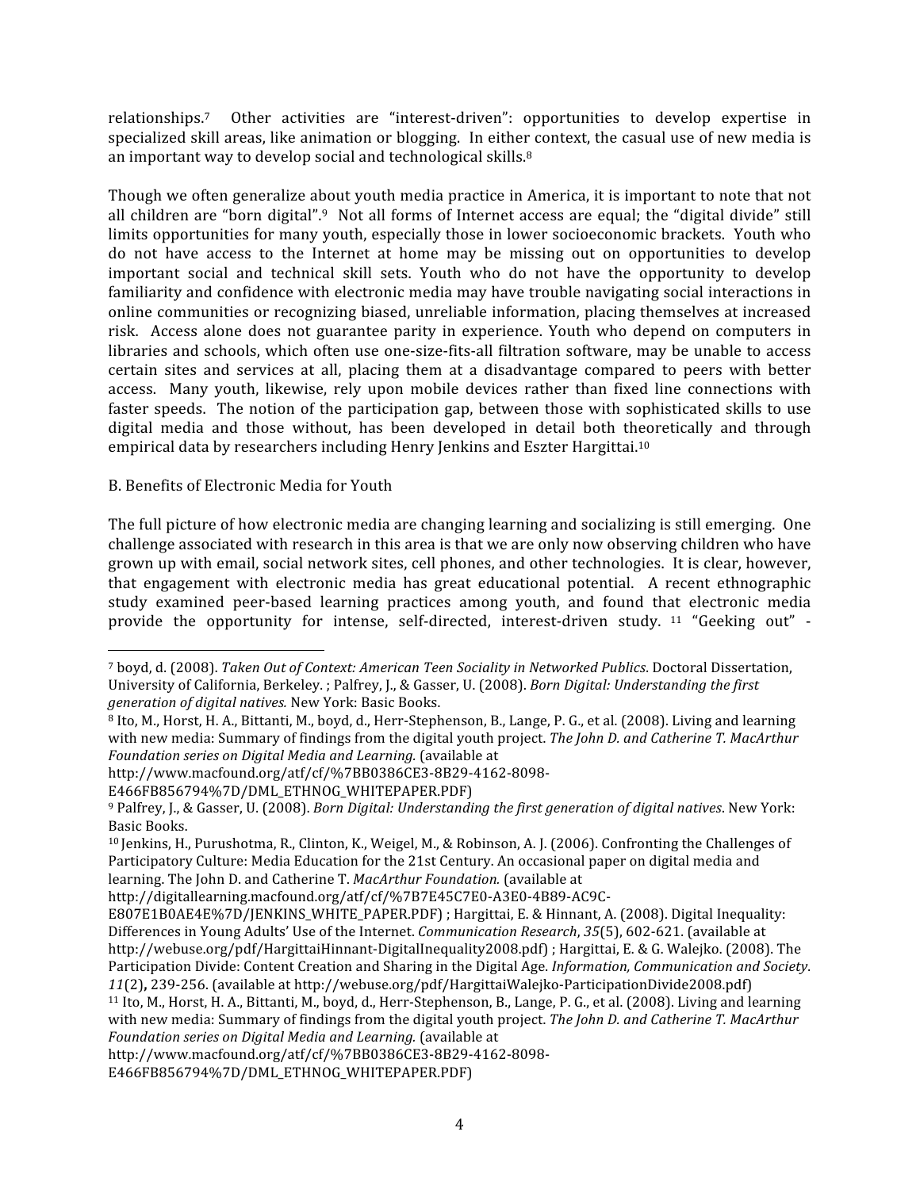relationships.[7] Other activities are "interest-driven": opportunities to develop expertise in specialized skill areas, like animation or blogging. In either context, the casual use of new media is an important way to develop social and technological skills.[8]

Though we often generalize about youth media practice in America, it is important to note that not all children are "born digital".[9] Not all forms of Internet access are equal; the "digital divide" still limits opportunities for many youth, especially those in lower socioeconomic brackets. Youth who do not have access to the Internet at home may be missing out on opportunities to develop important social and technical skill sets. Youth who do not have the opportunity to develop familiarity and confidence with electronic media may have trouble navigating social interactions in online communities or recognizing biased, unreliable information, placing themselves at increased risk. Access alone does not guarantee parity in experience. Youth who depend on computers in libraries and schools, which often use one-size-fits-all filtration software, may be unable to access certain sites and services at all, placing them at a disadvantage compared to peers with better access. Many youth, likewise, rely upon mobile devices rather than fixed line connections with faster speeds. The notion of the participation gap, between those with sophisticated skills to use digital media and those without, has been developed in detail both theoretically and through empirical data by researchers including Henry Jenkins and Eszter Hargittai.[10]

B. Benefits of Electronic Media for Youth

The full picture of how electronic media are changing learning and socializing is still emerging. One challenge associated with research in this area is that we are only now observing children who have grown up with email, social network sites, cell phones, and other technologies. It is clear, however, that engagement with electronic media has great educational potential. A recent ethnographic study examined peer-based learning practices among youth, and found that electronic media provide the opportunity for intense, self-directed, interest-driven study.[11] "Geeking out" -

---

[7] boyd, d. (2008). *Taken Out of Context: American Teen Sociality in Networked Publics*. Doctoral Dissertation, University of California, Berkeley. ; Palfrey, J., & Gasser, U. (2008). *Born Digital: Understanding the first generation of digital natives.* New York: Basic Books.

[8] Ito, M., Horst, H. A., Bittanti, M., boyd, d., Herr-Stephenson, B., Lange, P. G., et al. (2008). Living and learning with new media: Summary of findings from the digital youth project. *The John D. and Catherine T. MacArthur Foundation series on Digital Media and Learning.* (available at http://www.macfound.org/atf/cf/%7BB0386CE3-8B29-4162-8098-E466FB856794%7D/DML_ETHNOG_WHITEPAPER.PDF)

[9] Palfrey, J., & Gasser, U. (2008). *Born Digital: Understanding the first generation of digital natives*. New York: Basic Books.

[10] Jenkins, H., Purushotma, R., Clinton, K., Weigel, M., & Robinson, A. J. (2006). Confronting the Challenges of Participatory Culture: Media Education for the 21st Century. An occasional paper on digital media and learning. The John D. and Catherine T. *MacArthur Foundation.* (available at http://digitallearning.macfound.org/atf/cf/%7B7E45C7E0-A3E0-4B89-AC9C-E807E1B0AE4E%7D/JENKINS_WHITE_PAPER.PDF) ; Hargittai, E. & Hinnant, A. (2008). Digital Inequality: Differences in Young Adults' Use of the Internet. *Communication Research*, *35*(5), 602-621. (available at http://webuse.org/pdf/HargittaiHinnant-DigitalInequality2008.pdf) ; Hargittai, E. & G. Walejko. (2008). The Participation Divide: Content Creation and Sharing in the Digital Age. *Information, Communication and Society*. *11*(2)**,** 239-256. (available at http://webuse.org/pdf/HargittaiWalejko-ParticipationDivide2008.pdf)

[11] Ito, M., Horst, H. A., Bittanti, M., boyd, d., Herr-Stephenson, B., Lange, P. G., et al. (2008). Living and learning with new media: Summary of findings from the digital youth project. *The John D. and Catherine T. MacArthur Foundation series on Digital Media and Learning.* (available at http://www.macfound.org/atf/cf/%7BB0386CE3-8B29-4162-8098-E466FB856794%7D/DML_ETHNOG_WHITEPAPER.PDF)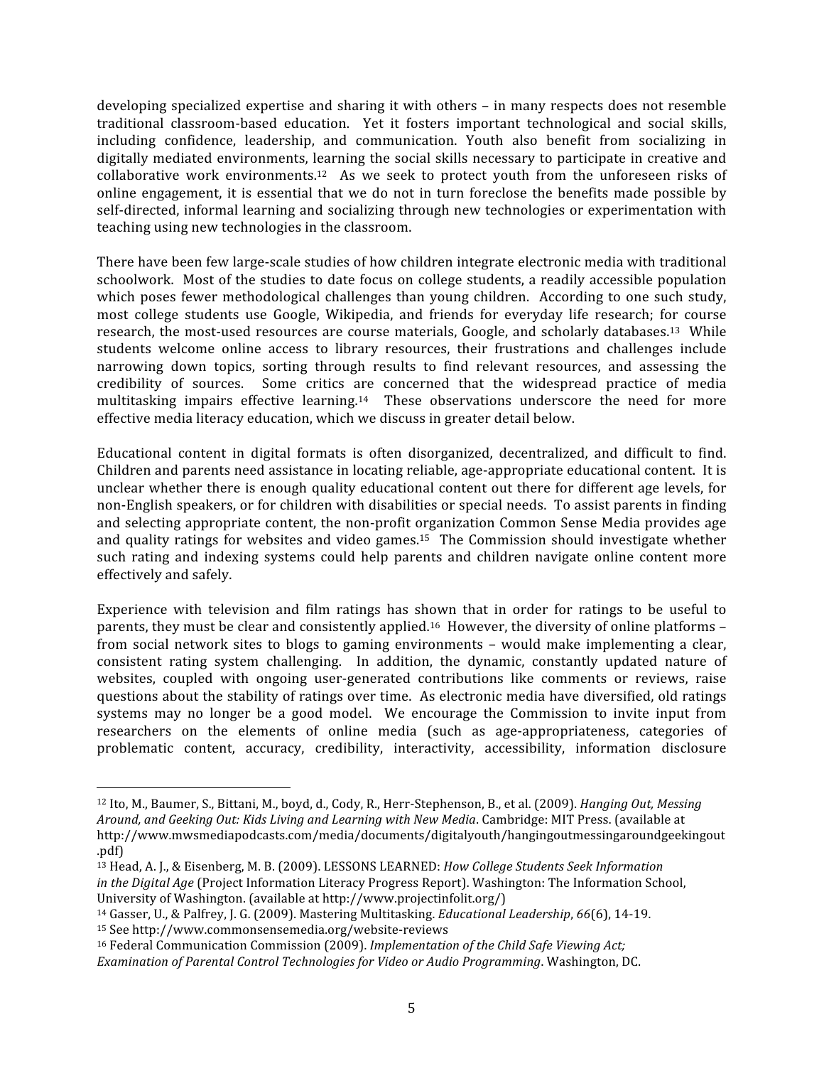developing specialized expertise and sharing it with others – in many respects does not resemble traditional classroom-based education. Yet it fosters important technological and social skills, including confidence, leadership, and communication. Youth also benefit from socializing in digitally mediated environments, learning the social skills necessary to participate in creative and collaborative work environments.[12] As we seek to protect youth from the unforeseen risks of online engagement, it is essential that we do not in turn foreclose the benefits made possible by self-directed, informal learning and socializing through new technologies or experimentation with teaching using new technologies in the classroom.

There have been few large-scale studies of how children integrate electronic media with traditional schoolwork. Most of the studies to date focus on college students, a readily accessible population which poses fewer methodological challenges than young children. According to one such study, most college students use Google, Wikipedia, and friends for everyday life research; for course research, the most-used resources are course materials, Google, and scholarly databases.[13] While students welcome online access to library resources, their frustrations and challenges include narrowing down topics, sorting through results to find relevant resources, and assessing the credibility of sources. Some critics are concerned that the widespread practice of media multitasking impairs effective learning.[14] These observations underscore the need for more effective media literacy education, which we discuss in greater detail below.

Educational content in digital formats is often disorganized, decentralized, and difficult to find. Children and parents need assistance in locating reliable, age-appropriate educational content. It is unclear whether there is enough quality educational content out there for different age levels, for non-English speakers, or for children with disabilities or special needs. To assist parents in finding and selecting appropriate content, the non-profit organization Common Sense Media provides age and quality ratings for websites and video games.[15] The Commission should investigate whether such rating and indexing systems could help parents and children navigate online content more effectively and safely.

Experience with television and film ratings has shown that in order for ratings to be useful to parents, they must be clear and consistently applied.[16] However, the diversity of online platforms – from social network sites to blogs to gaming environments – would make implementing a clear, consistent rating system challenging. In addition, the dynamic, constantly updated nature of websites, coupled with ongoing user-generated contributions like comments or reviews, raise questions about the stability of ratings over time. As electronic media have diversified, old ratings systems may no longer be a good model. We encourage the Commission to invite input from researchers on the elements of online media (such as age-appropriateness, categories of problematic content, accuracy, credibility, interactivity, accessibility, information disclosure

---

[12] Ito, M., Baumer, S., Bittani, M., boyd, d., Cody, R., Herr-Stephenson, B., et al. (2009). *Hanging Out, Messing Around, and Geeking Out: Kids Living and Learning with New Media*. Cambridge: MIT Press. (available at http://www.mwsmediapodcasts.com/media/documents/digitalyouth/hangingoutmessingaroundgeekingout.pdf)

[13] Head, A. J., & Eisenberg, M. B. (2009). LESSONS LEARNED: *How College Students Seek Information in the Digital Age* (Project Information Literacy Progress Report). Washington: The Information School, University of Washington. (available at http://www.projectinfolit.org/)

[14] Gasser, U., & Palfrey, J. G. (2009). Mastering Multitasking. *Educational Leadership*, *66*(6), 14-19.

[15] See http://www.commonsensemedia.org/website-reviews

[16] Federal Communication Commission (2009). *Implementation of the Child Safe Viewing Act; Examination of Parental Control Technologies for Video or Audio Programming*. Washington, DC.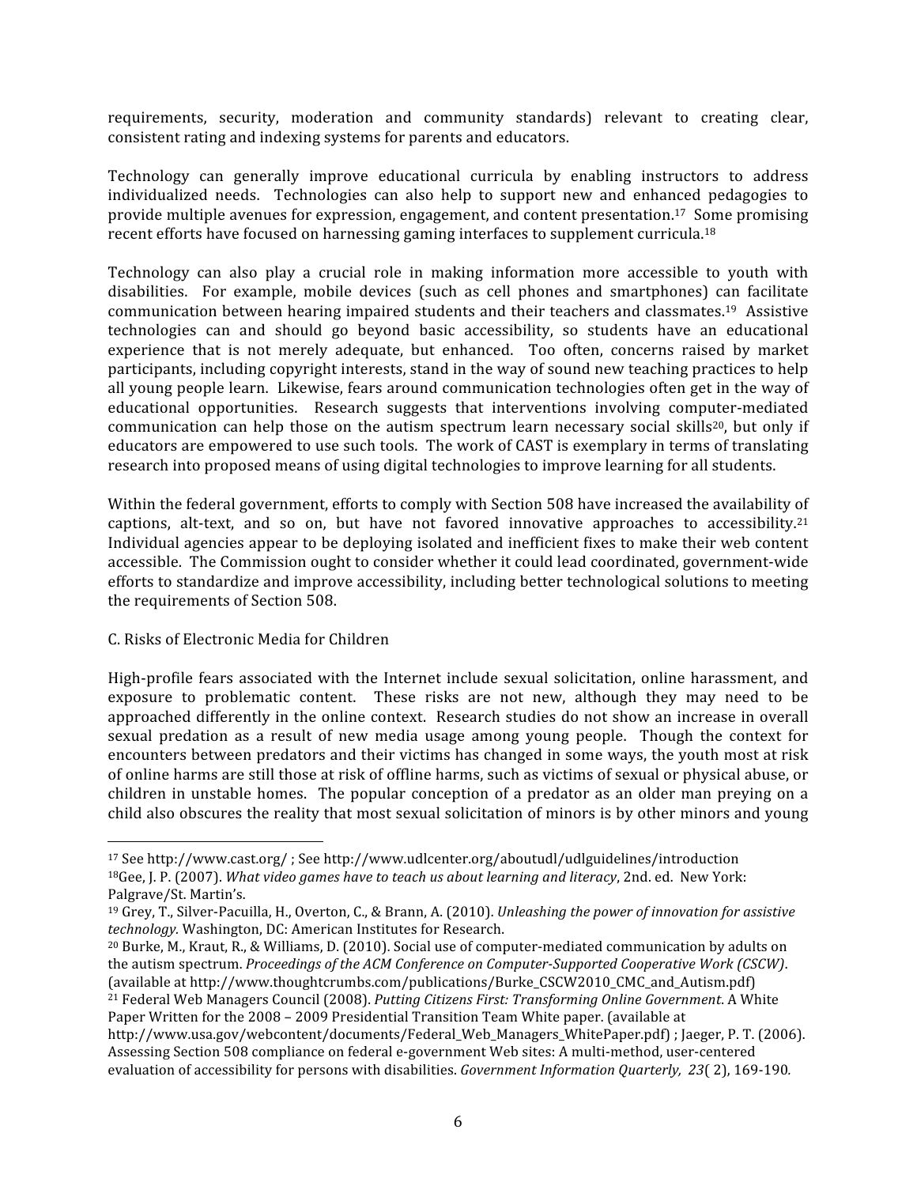requirements, security, moderation and community standards) relevant to creating clear, consistent rating and indexing systems for parents and educators.

Technology can generally improve educational curricula by enabling instructors to address individualized needs. Technologies can also help to support new and enhanced pedagogies to provide multiple avenues for expression, engagement, and content presentation.[17] Some promising recent efforts have focused on harnessing gaming interfaces to supplement curricula.[18]

Technology can also play a crucial role in making information more accessible to youth with disabilities. For example, mobile devices (such as cell phones and smartphones) can facilitate communication between hearing impaired students and their teachers and classmates.[19] Assistive technologies can and should go beyond basic accessibility, so students have an educational experience that is not merely adequate, but enhanced. Too often, concerns raised by market participants, including copyright interests, stand in the way of sound new teaching practices to help all young people learn. Likewise, fears around communication technologies often get in the way of educational opportunities. Research suggests that interventions involving computer-mediated communication can help those on the autism spectrum learn necessary social skills[20], but only if educators are empowered to use such tools. The work of CAST is exemplary in terms of translating research into proposed means of using digital technologies to improve learning for all students.

Within the federal government, efforts to comply with Section 508 have increased the availability of captions, alt-text, and so on, but have not favored innovative approaches to accessibility.[21] Individual agencies appear to be deploying isolated and inefficient fixes to make their web content accessible. The Commission ought to consider whether it could lead coordinated, government-wide efforts to standardize and improve accessibility, including better technological solutions to meeting the requirements of Section 508.

C. Risks of Electronic Media for Children

High-profile fears associated with the Internet include sexual solicitation, online harassment, and exposure to problematic content. These risks are not new, although they may need to be approached differently in the online context. Research studies do not show an increase in overall sexual predation as a result of new media usage among young people. Though the context for encounters between predators and their victims has changed in some ways, the youth most at risk of online harms are still those at risk of offline harms, such as victims of sexual or physical abuse, or children in unstable homes. The popular conception of a predator as an older man preying on a child also obscures the reality that most sexual solicitation of minors is by other minors and young

---

[17] See http://www.cast.org/ ; See http://www.udlcenter.org/aboutudl/udlguidelines/introduction

[18] Gee, J. P. (2007). *What video games have to teach us about learning and literacy*, 2nd. ed. New York: Palgrave/St. Martin's.

[19] Grey, T., Silver-Pacuilla, H., Overton, C., & Brann, A. (2010). *Unleashing the power of innovation for assistive technology.* Washington, DC: American Institutes for Research.

[20] Burke, M., Kraut, R., & Williams, D. (2010). Social use of computer-mediated communication by adults on the autism spectrum. *Proceedings of the ACM Conference on Computer-Supported Cooperative Work (CSCW)*. (available at http://www.thoughtcrumbs.com/publications/Burke_CSCW2010_CMC_and_Autism.pdf)

[21] Federal Web Managers Council (2008). *Putting Citizens First: Transforming Online Government*. A White Paper Written for the 2008 – 2009 Presidential Transition Team White paper. (available at http://www.usa.gov/webcontent/documents/Federal_Web_Managers_WhitePaper.pdf) ; Jaeger, P. T. (2006). Assessing Section 508 compliance on federal e-government Web sites: A multi-method, user-centered evaluation of accessibility for persons with disabilities. *Government Information Quarterly, 23*( 2), 169-190*.*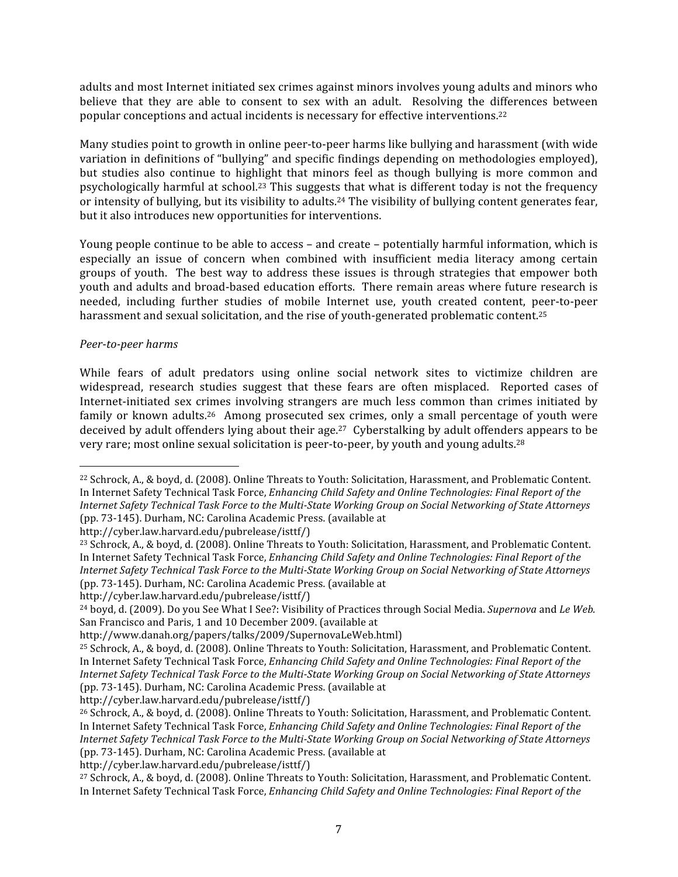adults and most Internet initiated sex crimes against minors involves young adults and minors who believe that they are able to consent to sex with an adult. Resolving the differences between popular conceptions and actual incidents is necessary for effective interventions.[22]

Many studies point to growth in online peer-to-peer harms like bullying and harassment (with wide variation in definitions of "bullying" and specific findings depending on methodologies employed), but studies also continue to highlight that minors feel as though bullying is more common and psychologically harmful at school.[23] This suggests that what is different today is not the frequency or intensity of bullying, but its visibility to adults.[24] The visibility of bullying content generates fear, but it also introduces new opportunities for interventions.

Young people continue to be able to access – and create – potentially harmful information, which is especially an issue of concern when combined with insufficient media literacy among certain groups of youth. The best way to address these issues is through strategies that empower both youth and adults and broad-based education efforts. There remain areas where future research is needed, including further studies of mobile Internet use, youth created content, peer-to-peer harassment and sexual solicitation, and the rise of youth-generated problematic content.[25]

*Peer-to-peer harms*

While fears of adult predators using online social network sites to victimize children are widespread, research studies suggest that these fears are often misplaced. Reported cases of Internet-initiated sex crimes involving strangers are much less common than crimes initiated by family or known adults.[26] Among prosecuted sex crimes, only a small percentage of youth were deceived by adult offenders lying about their age.[27] Cyberstalking by adult offenders appears to be very rare; most online sexual solicitation is peer-to-peer, by youth and young adults.[28]

---

[22] Schrock, A., & boyd, d. (2008). Online Threats to Youth: Solicitation, Harassment, and Problematic Content. In Internet Safety Technical Task Force, *Enhancing Child Safety and Online Technologies: Final Report of the Internet Safety Technical Task Force to the Multi-State Working Group on Social Networking of State Attorneys* (pp. 73-145). Durham, NC: Carolina Academic Press. (available at http://cyber.law.harvard.edu/pubrelease/isttf/)

[23] Schrock, A., & boyd, d. (2008). Online Threats to Youth: Solicitation, Harassment, and Problematic Content. In Internet Safety Technical Task Force, *Enhancing Child Safety and Online Technologies: Final Report of the Internet Safety Technical Task Force to the Multi-State Working Group on Social Networking of State Attorneys* (pp. 73-145). Durham, NC: Carolina Academic Press. (available at http://cyber.law.harvard.edu/pubrelease/isttf/)

[24] boyd, d. (2009). Do you See What I See?: Visibility of Practices through Social Media. *Supernova* and *Le Web.* San Francisco and Paris, 1 and 10 December 2009. (available at http://www.danah.org/papers/talks/2009/SupernovaLeWeb.html)

[25] Schrock, A., & boyd, d. (2008). Online Threats to Youth: Solicitation, Harassment, and Problematic Content. In Internet Safety Technical Task Force, *Enhancing Child Safety and Online Technologies: Final Report of the Internet Safety Technical Task Force to the Multi-State Working Group on Social Networking of State Attorneys* (pp. 73-145). Durham, NC: Carolina Academic Press. (available at http://cyber.law.harvard.edu/pubrelease/isttf/)

[26] Schrock, A., & boyd, d. (2008). Online Threats to Youth: Solicitation, Harassment, and Problematic Content. In Internet Safety Technical Task Force, *Enhancing Child Safety and Online Technologies: Final Report of the Internet Safety Technical Task Force to the Multi-State Working Group on Social Networking of State Attorneys* (pp. 73-145). Durham, NC: Carolina Academic Press. (available at http://cyber.law.harvard.edu/pubrelease/isttf/)

[27] Schrock, A., & boyd, d. (2008). Online Threats to Youth: Solicitation, Harassment, and Problematic Content. In Internet Safety Technical Task Force, *Enhancing Child Safety and Online Technologies: Final Report of the*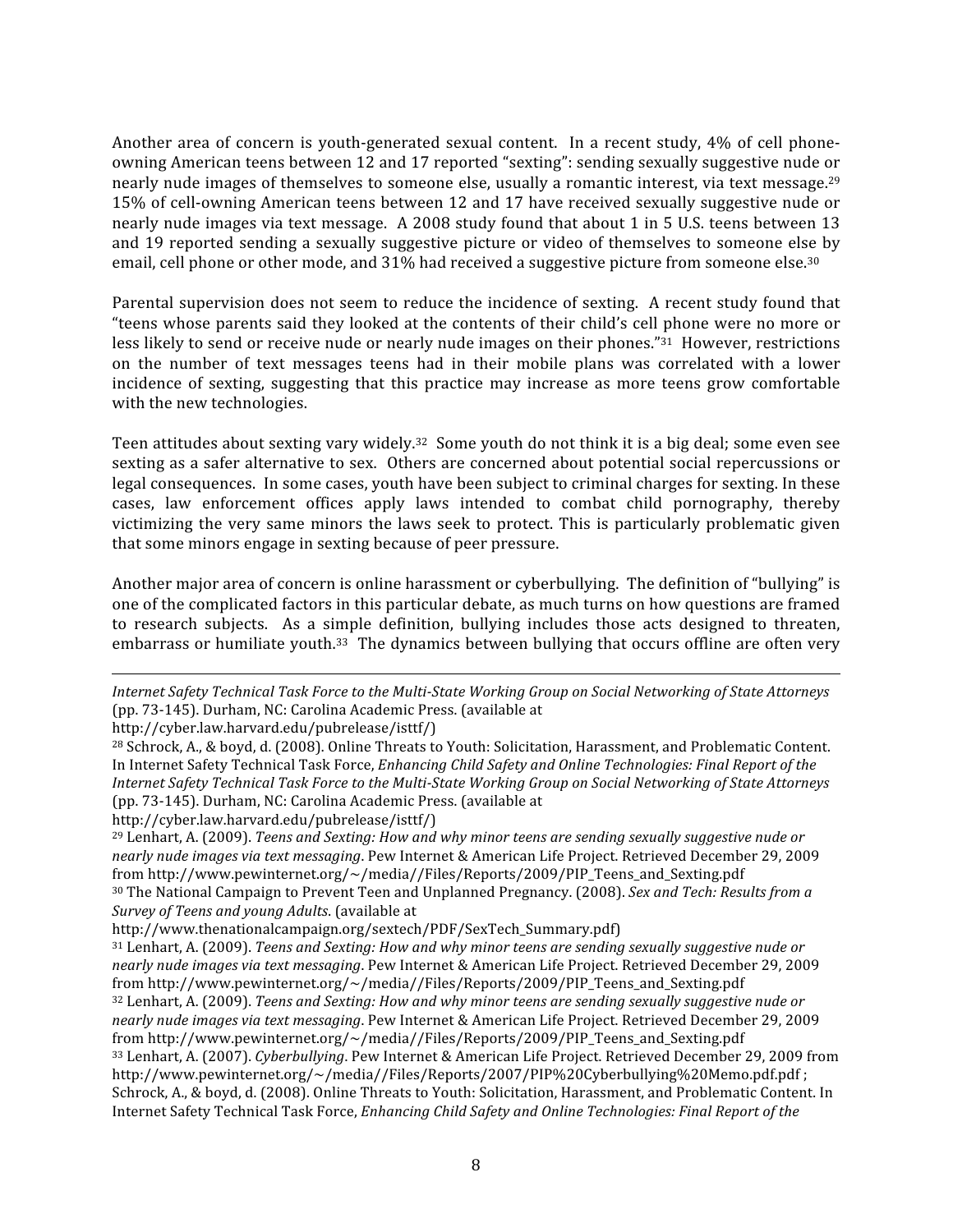Another area of concern is youth-generated sexual content. In a recent study, 4% of cell phone-owning American teens between 12 and 17 reported "sexting": sending sexually suggestive nude or nearly nude images of themselves to someone else, usually a romantic interest, via text message.[29] 15% of cell-owning American teens between 12 and 17 have received sexually suggestive nude or nearly nude images via text message. A 2008 study found that about 1 in 5 U.S. teens between 13 and 19 reported sending a sexually suggestive picture or video of themselves to someone else by email, cell phone or other mode, and 31% had received a suggestive picture from someone else.[30]

Parental supervision does not seem to reduce the incidence of sexting. A recent study found that "teens whose parents said they looked at the contents of their child's cell phone were no more or less likely to send or receive nude or nearly nude images on their phones."[31] However, restrictions on the number of text messages teens had in their mobile plans was correlated with a lower incidence of sexting, suggesting that this practice may increase as more teens grow comfortable with the new technologies.

Teen attitudes about sexting vary widely.[32] Some youth do not think it is a big deal; some even see sexting as a safer alternative to sex. Others are concerned about potential social repercussions or legal consequences. In some cases, youth have been subject to criminal charges for sexting. In these cases, law enforcement offices apply laws intended to combat child pornography, thereby victimizing the very same minors the laws seek to protect. This is particularly problematic given that some minors engage in sexting because of peer pressure.

Another major area of concern is online harassment or cyberbullying. The definition of "bullying" is one of the complicated factors in this particular debate, as much turns on how questions are framed to research subjects. As a simple definition, bullying includes those acts designed to threaten, embarrass or humiliate youth.[33] The dynamics between bullying that occurs offline are often very

---

*Internet Safety Technical Task Force to the Multi-State Working Group on Social Networking of State Attorneys* (pp. 73-145). Durham, NC: Carolina Academic Press. (available at http://cyber.law.harvard.edu/pubrelease/isttf/)

[28] Schrock, A., & boyd, d. (2008). Online Threats to Youth: Solicitation, Harassment, and Problematic Content. In Internet Safety Technical Task Force, *Enhancing Child Safety and Online Technologies: Final Report of the Internet Safety Technical Task Force to the Multi-State Working Group on Social Networking of State Attorneys* (pp. 73-145). Durham, NC: Carolina Academic Press. (available at http://cyber.law.harvard.edu/pubrelease/isttf/)

[29] Lenhart, A. (2009). *Teens and Sexting: How and why minor teens are sending sexually suggestive nude or nearly nude images via text messaging*. Pew Internet & American Life Project. Retrieved December 29, 2009 from http://www.pewinternet.org/~/media//Files/Reports/2009/PIP_Teens_and_Sexting.pdf

[30] The National Campaign to Prevent Teen and Unplanned Pregnancy. (2008). *Sex and Tech: Results from a Survey of Teens and young Adults*. (available at http://www.thenationalcampaign.org/sextech/PDF/SexTech_Summary.pdf)

[31] Lenhart, A. (2009). *Teens and Sexting: How and why minor teens are sending sexually suggestive nude or nearly nude images via text messaging*. Pew Internet & American Life Project. Retrieved December 29, 2009 from http://www.pewinternet.org/~/media//Files/Reports/2009/PIP_Teens_and_Sexting.pdf

[32] Lenhart, A. (2009). *Teens and Sexting: How and why minor teens are sending sexually suggestive nude or nearly nude images via text messaging*. Pew Internet & American Life Project. Retrieved December 29, 2009 from http://www.pewinternet.org/~/media//Files/Reports/2009/PIP_Teens_and_Sexting.pdf

[33] Lenhart, A. (2007). *Cyberbullying*. Pew Internet & American Life Project. Retrieved December 29, 2009 from http://www.pewinternet.org/~/media//Files/Reports/2007/PIP%20Cyberbullying%20Memo.pdf.pdf ; Schrock, A., & boyd, d. (2008). Online Threats to Youth: Solicitation, Harassment, and Problematic Content. In Internet Safety Technical Task Force, *Enhancing Child Safety and Online Technologies: Final Report of the*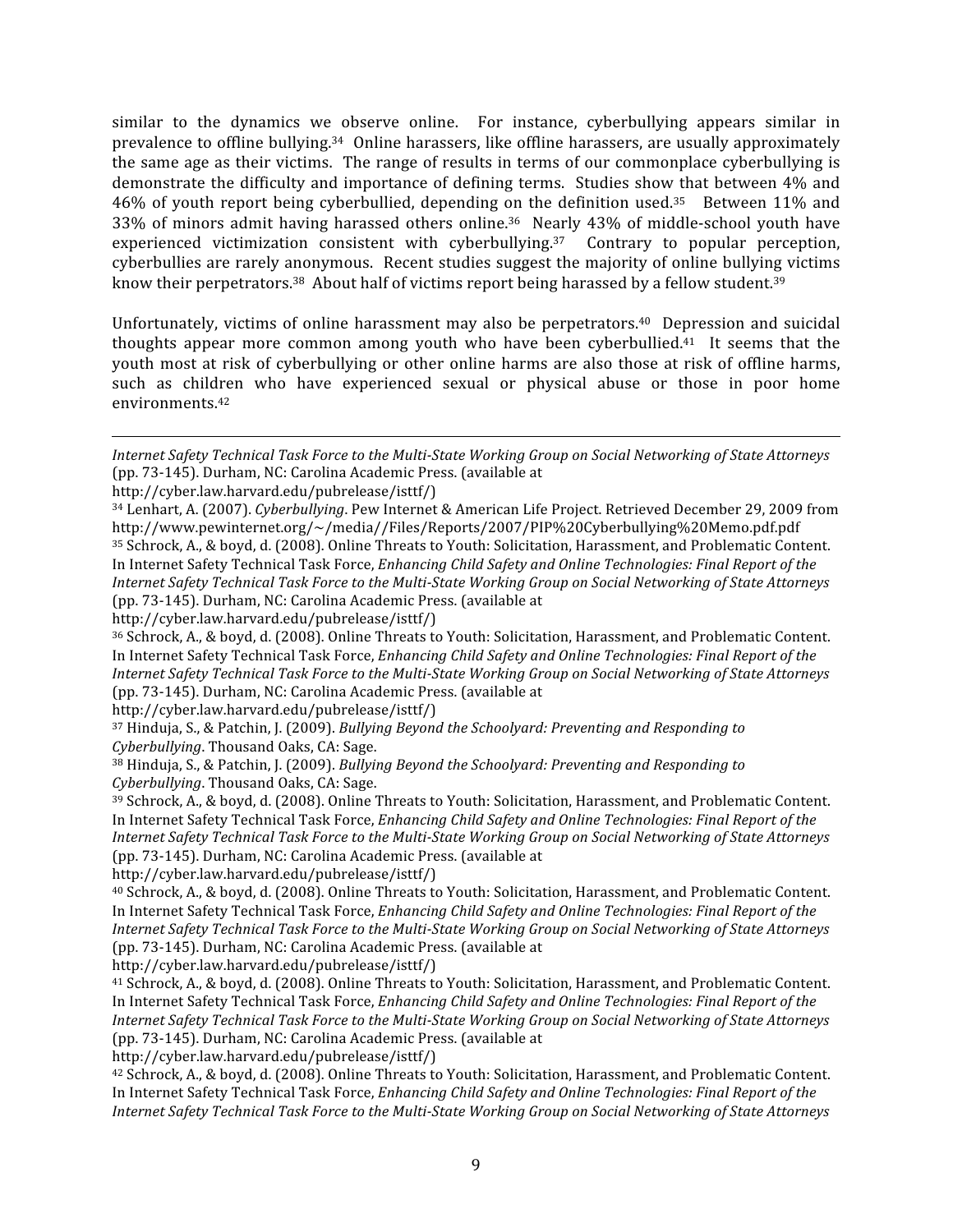similar to the dynamics we observe online. For instance, cyberbullying appears similar in prevalence to offline bullying.[34] Online harassers, like offline harassers, are usually approximately the same age as their victims. The range of results in terms of our commonplace cyberbullying is demonstrate the difficulty and importance of defining terms. Studies show that between 4% and 46% of youth report being cyberbullied, depending on the definition used.[35] Between 11% and 33% of minors admit having harassed others online.[36] Nearly 43% of middle-school youth have experienced victimization consistent with cyberbullying.[37] Contrary to popular perception, cyberbullies are rarely anonymous. Recent studies suggest the majority of online bullying victims know their perpetrators.[38] About half of victims report being harassed by a fellow student.[39]

Unfortunately, victims of online harassment may also be perpetrators.[40] Depression and suicidal thoughts appear more common among youth who have been cyberbullied.[41] It seems that the youth most at risk of cyberbullying or other online harms are also those at risk of offline harms, such as children who have experienced sexual or physical abuse or those in poor home environments.[42]

---

*Internet Safety Technical Task Force to the Multi-State Working Group on Social Networking of State Attorneys* (pp. 73-145). Durham, NC: Carolina Academic Press. (available at http://cyber.law.harvard.edu/pubrelease/isttf/)

[34] Lenhart, A. (2007). *Cyberbullying*. Pew Internet & American Life Project. Retrieved December 29, 2009 from http://www.pewinternet.org/~/media//Files/Reports/2007/PIP%20Cyberbullying%20Memo.pdf.pdf

[35] Schrock, A., & boyd, d. (2008). Online Threats to Youth: Solicitation, Harassment, and Problematic Content. In Internet Safety Technical Task Force, *Enhancing Child Safety and Online Technologies: Final Report of the Internet Safety Technical Task Force to the Multi-State Working Group on Social Networking of State Attorneys* (pp. 73-145). Durham, NC: Carolina Academic Press. (available at http://cyber.law.harvard.edu/pubrelease/isttf/)

[36] Schrock, A., & boyd, d. (2008). Online Threats to Youth: Solicitation, Harassment, and Problematic Content. In Internet Safety Technical Task Force, *Enhancing Child Safety and Online Technologies: Final Report of the Internet Safety Technical Task Force to the Multi-State Working Group on Social Networking of State Attorneys* (pp. 73-145). Durham, NC: Carolina Academic Press. (available at http://cyber.law.harvard.edu/pubrelease/isttf/)

[37] Hinduja, S., & Patchin, J. (2009). *Bullying Beyond the Schoolyard: Preventing and Responding to Cyberbullying*. Thousand Oaks, CA: Sage.

[38] Hinduja, S., & Patchin, J. (2009). *Bullying Beyond the Schoolyard: Preventing and Responding to Cyberbullying*. Thousand Oaks, CA: Sage.

[39] Schrock, A., & boyd, d. (2008). Online Threats to Youth: Solicitation, Harassment, and Problematic Content. In Internet Safety Technical Task Force, *Enhancing Child Safety and Online Technologies: Final Report of the Internet Safety Technical Task Force to the Multi-State Working Group on Social Networking of State Attorneys* (pp. 73-145). Durham, NC: Carolina Academic Press. (available at http://cyber.law.harvard.edu/pubrelease/isttf/)

[40] Schrock, A., & boyd, d. (2008). Online Threats to Youth: Solicitation, Harassment, and Problematic Content. In Internet Safety Technical Task Force, *Enhancing Child Safety and Online Technologies: Final Report of the Internet Safety Technical Task Force to the Multi-State Working Group on Social Networking of State Attorneys* (pp. 73-145). Durham, NC: Carolina Academic Press. (available at http://cyber.law.harvard.edu/pubrelease/isttf/)

[41] Schrock, A., & boyd, d. (2008). Online Threats to Youth: Solicitation, Harassment, and Problematic Content. In Internet Safety Technical Task Force, *Enhancing Child Safety and Online Technologies: Final Report of the Internet Safety Technical Task Force to the Multi-State Working Group on Social Networking of State Attorneys* (pp. 73-145). Durham, NC: Carolina Academic Press. (available at http://cyber.law.harvard.edu/pubrelease/isttf/)

[42] Schrock, A., & boyd, d. (2008). Online Threats to Youth: Solicitation, Harassment, and Problematic Content. In Internet Safety Technical Task Force, *Enhancing Child Safety and Online Technologies: Final Report of the Internet Safety Technical Task Force to the Multi-State Working Group on Social Networking of State Attorneys*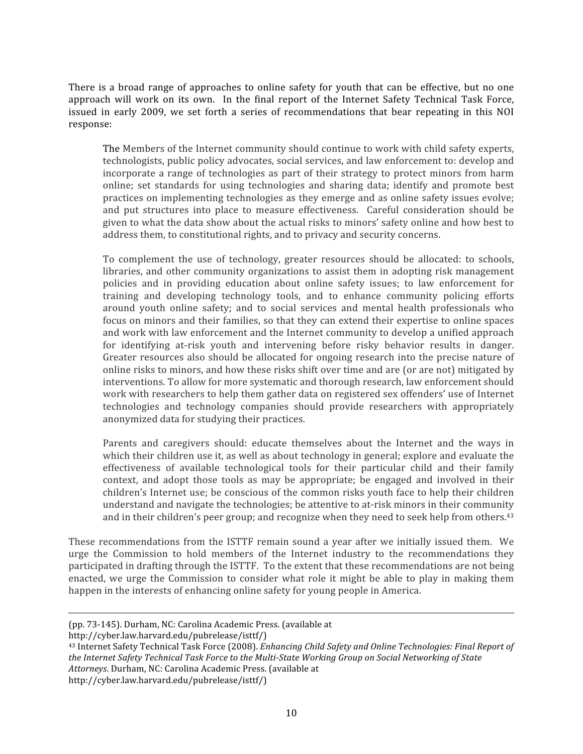There is a broad range of approaches to online safety for youth that can be effective, but no one approach will work on its own. In the final report of the Internet Safety Technical Task Force, issued in early 2009, we set forth a series of recommendations that bear repeating in this NOI response:

> The Members of the Internet community should continue to work with child safety experts, technologists, public policy advocates, social services, and law enforcement to: develop and incorporate a range of technologies as part of their strategy to protect minors from harm online; set standards for using technologies and sharing data; identify and promote best practices on implementing technologies as they emerge and as online safety issues evolve; and put structures into place to measure effectiveness. Careful consideration should be given to what the data show about the actual risks to minors' safety online and how best to address them, to constitutional rights, and to privacy and security concerns.
>
> To complement the use of technology, greater resources should be allocated: to schools, libraries, and other community organizations to assist them in adopting risk management policies and in providing education about online safety issues; to law enforcement for training and developing technology tools, and to enhance community policing efforts around youth online safety; and to social services and mental health professionals who focus on minors and their families, so that they can extend their expertise to online spaces and work with law enforcement and the Internet community to develop a unified approach for identifying at-risk youth and intervening before risky behavior results in danger. Greater resources also should be allocated for ongoing research into the precise nature of online risks to minors, and how these risks shift over time and are (or are not) mitigated by interventions. To allow for more systematic and thorough research, law enforcement should work with researchers to help them gather data on registered sex offenders' use of Internet technologies and technology companies should provide researchers with appropriately anonymized data for studying their practices.
>
> Parents and caregivers should: educate themselves about the Internet and the ways in which their children use it, as well as about technology in general; explore and evaluate the effectiveness of available technological tools for their particular child and their family context, and adopt those tools as may be appropriate; be engaged and involved in their children's Internet use; be conscious of the common risks youth face to help their children understand and navigate the technologies; be attentive to at-risk minors in their community and in their children's peer group; and recognize when they need to seek help from others.[43]

These recommendations from the ISTTF remain sound a year after we initially issued them. We urge the Commission to hold members of the Internet industry to the recommendations they participated in drafting through the ISTTF. To the extent that these recommendations are not being enacted, we urge the Commission to consider what role it might be able to play in making them happen in the interests of enhancing online safety for young people in America.

---

(pp. 73-145). Durham, NC: Carolina Academic Press. (available at http://cyber.law.harvard.edu/pubrelease/isttf/)

[43] Internet Safety Technical Task Force (2008). *Enhancing Child Safety and Online Technologies: Final Report of the Internet Safety Technical Task Force to the Multi-State Working Group on Social Networking of State Attorneys*. Durham, NC: Carolina Academic Press. (available at http://cyber.law.harvard.edu/pubrelease/isttf/)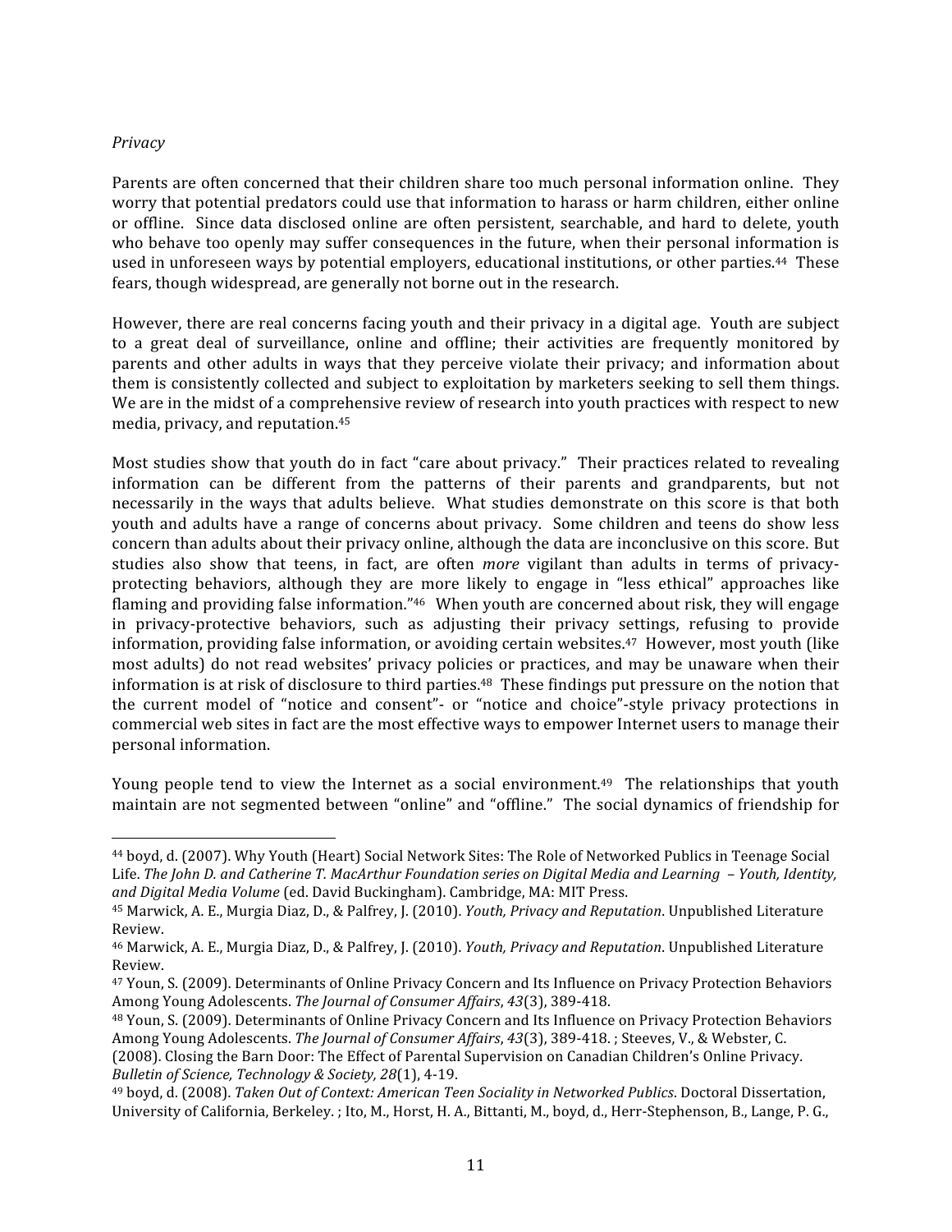*Privacy*

Parents are often concerned that their children share too much personal information online. They worry that potential predators could use that information to harass or harm children, either online or offline. Since data disclosed online are often persistent, searchable, and hard to delete, youth who behave too openly may suffer consequences in the future, when their personal information is used in unforeseen ways by potential employers, educational institutions, or other parties.[44] These fears, though widespread, are generally not borne out in the research.

However, there are real concerns facing youth and their privacy in a digital age. Youth are subject to a great deal of surveillance, online and offline; their activities are frequently monitored by parents and other adults in ways that they perceive violate their privacy; and information about them is consistently collected and subject to exploitation by marketers seeking to sell them things. We are in the midst of a comprehensive review of research into youth practices with respect to new media, privacy, and reputation.[45]

Most studies show that youth do in fact "care about privacy." Their practices related to revealing information can be different from the patterns of their parents and grandparents, but not necessarily in the ways that adults believe. What studies demonstrate on this score is that both youth and adults have a range of concerns about privacy. Some children and teens do show less concern than adults about their privacy online, although the data are inconclusive on this score. But studies also show that teens, in fact, are often *more* vigilant than adults in terms of privacy-protecting behaviors, although they are more likely to engage in "less ethical" approaches like flaming and providing false information."[46] When youth are concerned about risk, they will engage in privacy-protective behaviors, such as adjusting their privacy settings, refusing to provide information, providing false information, or avoiding certain websites.[47] However, most youth (like most adults) do not read websites' privacy policies or practices, and may be unaware when their information is at risk of disclosure to third parties.[48] These findings put pressure on the notion that the current model of "notice and consent"- or "notice and choice"-style privacy protections in commercial web sites in fact are the most effective ways to empower Internet users to manage their personal information.

Young people tend to view the Internet as a social environment.[49] The relationships that youth maintain are not segmented between "online" and "offline." The social dynamics of friendship for

---

[44] boyd, d. (2007). Why Youth (Heart) Social Network Sites: The Role of Networked Publics in Teenage Social Life. *The John D. and Catherine T. MacArthur Foundation series on Digital Media and Learning – Youth, Identity, and Digital Media Volume* (ed. David Buckingham). Cambridge, MA: MIT Press.

[45] Marwick, A. E., Murgia Diaz, D., & Palfrey, J. (2010). *Youth, Privacy and Reputation*. Unpublished Literature Review.

[46] Marwick, A. E., Murgia Diaz, D., & Palfrey, J. (2010). *Youth, Privacy and Reputation*. Unpublished Literature Review.

[47] Youn, S. (2009). Determinants of Online Privacy Concern and Its Influence on Privacy Protection Behaviors Among Young Adolescents. *The Journal of Consumer Affairs*, *43*(3), 389-418.

[48] Youn, S. (2009). Determinants of Online Privacy Concern and Its Influence on Privacy Protection Behaviors Among Young Adolescents. *The Journal of Consumer Affairs*, *43*(3), 389-418. ; Steeves, V., & Webster, C. (2008). Closing the Barn Door: The Effect of Parental Supervision on Canadian Children's Online Privacy. *Bulletin of Science, Technology & Society, 28*(1), 4-19.

[49] boyd, d. (2008). *Taken Out of Context: American Teen Sociality in Networked Publics*. Doctoral Dissertation, University of California, Berkeley. ; Ito, M., Horst, H. A., Bittanti, M., boyd, d., Herr-Stephenson, B., Lange, P. G.,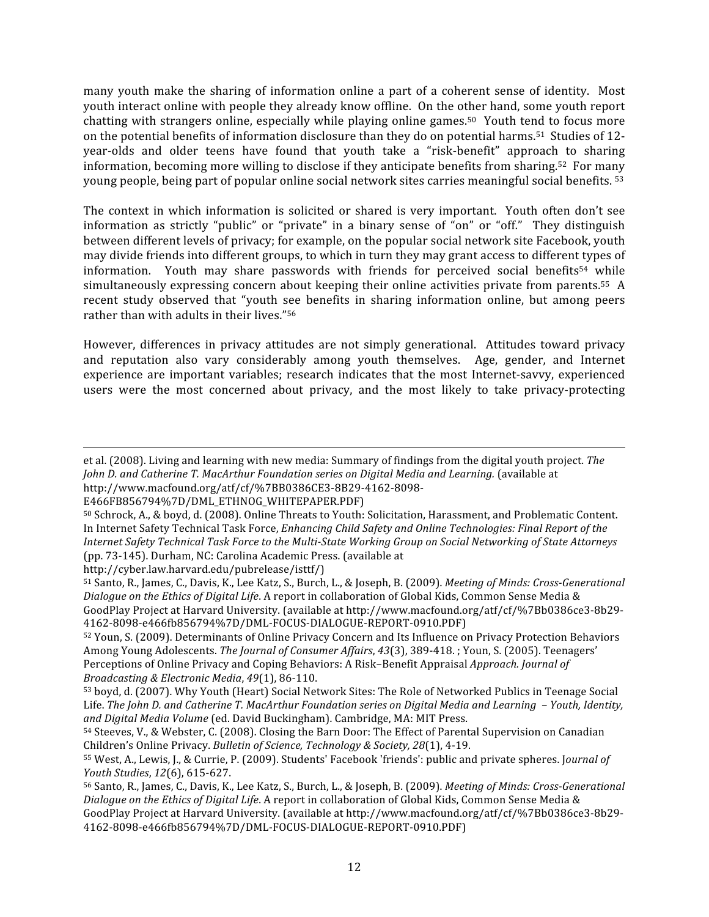many youth make the sharing of information online a part of a coherent sense of identity. Most youth interact online with people they already know offline. On the other hand, some youth report chatting with strangers online, especially while playing online games.[50] Youth tend to focus more on the potential benefits of information disclosure than they do on potential harms.[51] Studies of 12-year-olds and older teens have found that youth take a "risk-benefit" approach to sharing information, becoming more willing to disclose if they anticipate benefits from sharing.[52] For many young people, being part of popular online social network sites carries meaningful social benefits.[53]

The context in which information is solicited or shared is very important. Youth often don't see information as strictly "public" or "private" in a binary sense of "on" or "off." They distinguish between different levels of privacy; for example, on the popular social network site Facebook, youth may divide friends into different groups, to which in turn they may grant access to different types of information. Youth may share passwords with friends for perceived social benefits[54] while simultaneously expressing concern about keeping their online activities private from parents.[55] A recent study observed that "youth see benefits in sharing information online, but among peers rather than with adults in their lives."[56]

However, differences in privacy attitudes are not simply generational. Attitudes toward privacy and reputation also vary considerably among youth themselves. Age, gender, and Internet experience are important variables; research indicates that the most Internet-savvy, experienced users were the most concerned about privacy, and the most likely to take privacy-protecting

---

et al. (2008). Living and learning with new media: Summary of findings from the digital youth project. *The John D. and Catherine T. MacArthur Foundation series on Digital Media and Learning.* (available at http://www.macfound.org/atf/cf/%7BB0386CE3-8B29-4162-8098-E466FB856794%7D/DML_ETHNOG_WHITEPAPER.PDF)

[50] Schrock, A., & boyd, d. (2008). Online Threats to Youth: Solicitation, Harassment, and Problematic Content. In Internet Safety Technical Task Force, *Enhancing Child Safety and Online Technologies: Final Report of the Internet Safety Technical Task Force to the Multi-State Working Group on Social Networking of State Attorneys* (pp. 73-145). Durham, NC: Carolina Academic Press. (available at http://cyber.law.harvard.edu/pubrelease/isttf/)

[51] Santo, R., James, C., Davis, K., Lee Katz, S., Burch, L., & Joseph, B. (2009). *Meeting of Minds: Cross-Generational Dialogue on the Ethics of Digital Life*. A report in collaboration of Global Kids, Common Sense Media & GoodPlay Project at Harvard University. (available at http://www.macfound.org/atf/cf/%7Bb0386ce3-8b29-4162-8098-e466fb856794%7D/DML-FOCUS-DIALOGUE-REPORT-0910.PDF)

[52] Youn, S. (2009). Determinants of Online Privacy Concern and Its Influence on Privacy Protection Behaviors Among Young Adolescents. *The Journal of Consumer Affairs*, *43*(3), 389-418. ; Youn, S. (2005). Teenagers' Perceptions of Online Privacy and Coping Behaviors: A Risk–Benefit Appraisal *Approach. Journal of Broadcasting & Electronic Media*, *49*(1), 86-110.

[53] boyd, d. (2007). Why Youth (Heart) Social Network Sites: The Role of Networked Publics in Teenage Social Life. *The John D. and Catherine T. MacArthur Foundation series on Digital Media and Learning – Youth, Identity, and Digital Media Volume* (ed. David Buckingham). Cambridge, MA: MIT Press.

[54] Steeves, V., & Webster, C. (2008). Closing the Barn Door: The Effect of Parental Supervision on Canadian Children's Online Privacy. *Bulletin of Science, Technology & Society, 28*(1), 4-19.

[55] West, A., Lewis, J., & Currie, P. (2009). Students' Facebook 'friends': public and private spheres. *Journal of Youth Studies*, *12*(6), 615-627.

[56] Santo, R., James, C., Davis, K., Lee Katz, S., Burch, L., & Joseph, B. (2009). *Meeting of Minds: Cross-Generational Dialogue on the Ethics of Digital Life*. A report in collaboration of Global Kids, Common Sense Media & GoodPlay Project at Harvard University. (available at http://www.macfound.org/atf/cf/%7Bb0386ce3-8b29-4162-8098-e466fb856794%7D/DML-FOCUS-DIALOGUE-REPORT-0910.PDF)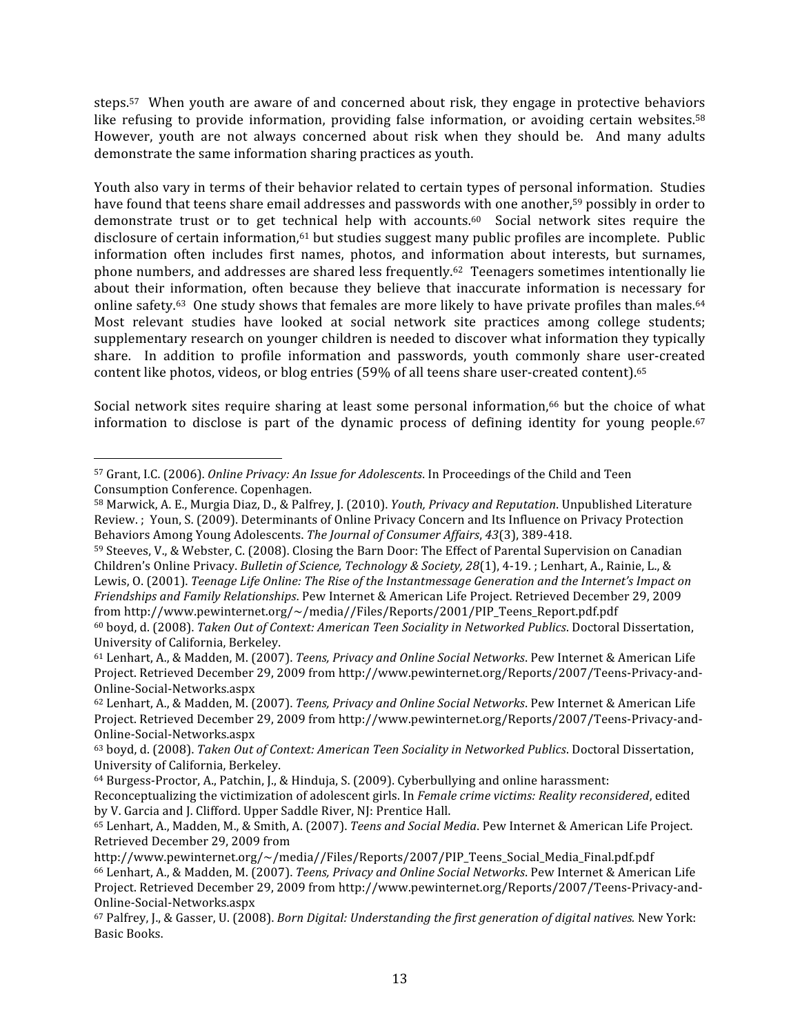steps.[57] When youth are aware of and concerned about risk, they engage in protective behaviors like refusing to provide information, providing false information, or avoiding certain websites.[58] However, youth are not always concerned about risk when they should be. And many adults demonstrate the same information sharing practices as youth.

Youth also vary in terms of their behavior related to certain types of personal information. Studies have found that teens share email addresses and passwords with one another,[59] possibly in order to demonstrate trust or to get technical help with accounts.[60] Social network sites require the disclosure of certain information,[61] but studies suggest many public profiles are incomplete. Public information often includes first names, photos, and information about interests, but surnames, phone numbers, and addresses are shared less frequently.[62] Teenagers sometimes intentionally lie about their information, often because they believe that inaccurate information is necessary for online safety.[63] One study shows that females are more likely to have private profiles than males.[64] Most relevant studies have looked at social network site practices among college students; supplementary research on younger children is needed to discover what information they typically share. In addition to profile information and passwords, youth commonly share user-created content like photos, videos, or blog entries (59% of all teens share user-created content).[65]

Social network sites require sharing at least some personal information,[66] but the choice of what information to disclose is part of the dynamic process of defining identity for young people.[67]

---

[57] Grant, I.C. (2006). *Online Privacy: An Issue for Adolescents*. In Proceedings of the Child and Teen Consumption Conference. Copenhagen.

[58] Marwick, A. E., Murgia Diaz, D., & Palfrey, J. (2010). *Youth, Privacy and Reputation*. Unpublished Literature Review. ; Youn, S. (2009). Determinants of Online Privacy Concern and Its Influence on Privacy Protection Behaviors Among Young Adolescents. *The Journal of Consumer Affairs*, *43*(3), 389-418.

[59] Steeves, V., & Webster, C. (2008). Closing the Barn Door: The Effect of Parental Supervision on Canadian Children's Online Privacy. *Bulletin of Science, Technology & Society, 28*(1), 4-19. ; Lenhart, A., Rainie, L., & Lewis, O. (2001). *Teenage Life Online: The Rise of the Instantmessage Generation and the Internet's Impact on Friendships and Family Relationships*. Pew Internet & American Life Project. Retrieved December 29, 2009 from http://www.pewinternet.org/~/media//Files/Reports/2001/PIP_Teens_Report.pdf.pdf

[60] boyd, d. (2008). *Taken Out of Context: American Teen Sociality in Networked Publics*. Doctoral Dissertation, University of California, Berkeley.

[61] Lenhart, A., & Madden, M. (2007). *Teens, Privacy and Online Social Networks*. Pew Internet & American Life Project. Retrieved December 29, 2009 from http://www.pewinternet.org/Reports/2007/Teens-Privacy-and-Online-Social-Networks.aspx

[62] Lenhart, A., & Madden, M. (2007). *Teens, Privacy and Online Social Networks*. Pew Internet & American Life Project. Retrieved December 29, 2009 from http://www.pewinternet.org/Reports/2007/Teens-Privacy-and-Online-Social-Networks.aspx

[63] boyd, d. (2008). *Taken Out of Context: American Teen Sociality in Networked Publics*. Doctoral Dissertation, University of California, Berkeley.

[64] Burgess-Proctor, A., Patchin, J., & Hinduja, S. (2009). Cyberbullying and online harassment: Reconceptualizing the victimization of adolescent girls. In *Female crime victims: Reality reconsidered*, edited by V. Garcia and J. Clifford. Upper Saddle River, NJ: Prentice Hall.

[65] Lenhart, A., Madden, M., & Smith, A. (2007). *Teens and Social Media*. Pew Internet & American Life Project. Retrieved December 29, 2009 from http://www.pewinternet.org/~/media//Files/Reports/2007/PIP_Teens_Social_Media_Final.pdf.pdf

[66] Lenhart, A., & Madden, M. (2007). *Teens, Privacy and Online Social Networks*. Pew Internet & American Life Project. Retrieved December 29, 2009 from http://www.pewinternet.org/Reports/2007/Teens-Privacy-and-Online-Social-Networks.aspx

[67] Palfrey, J., & Gasser, U. (2008). *Born Digital: Understanding the first generation of digital natives.* New York: Basic Books.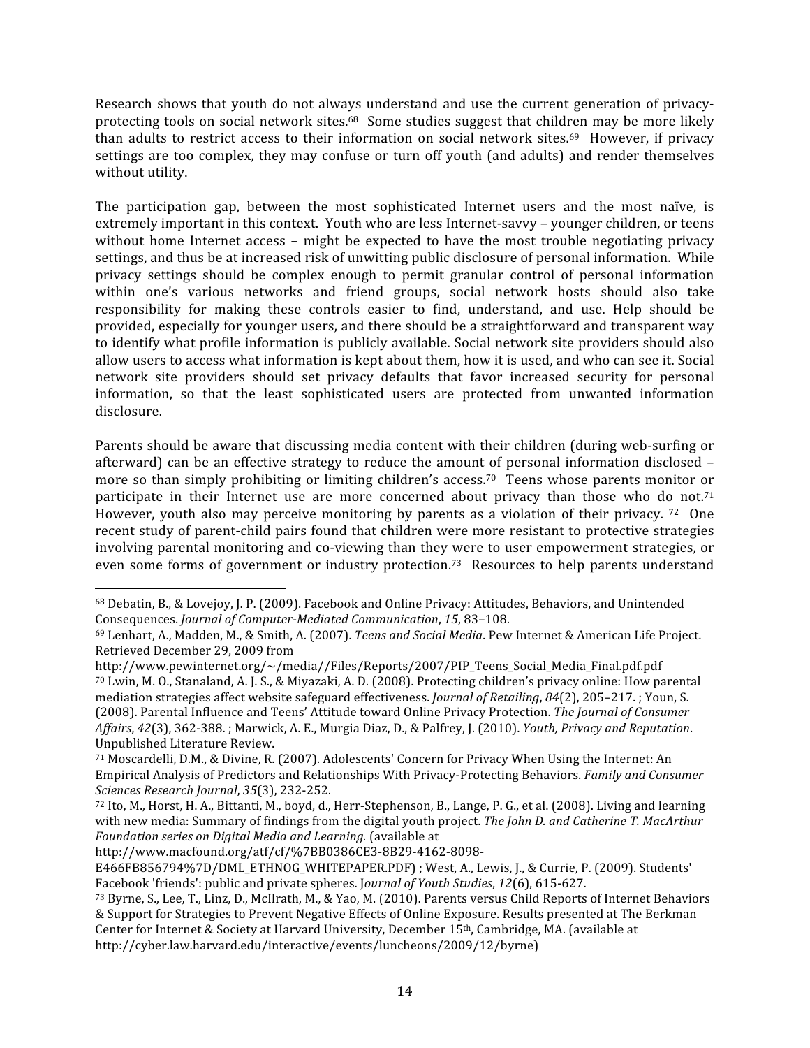Research shows that youth do not always understand and use the current generation of privacy-protecting tools on social network sites.[68] Some studies suggest that children may be more likely than adults to restrict access to their information on social network sites.[69] However, if privacy settings are too complex, they may confuse or turn off youth (and adults) and render themselves without utility.

The participation gap, between the most sophisticated Internet users and the most naïve, is extremely important in this context. Youth who are less Internet-savvy – younger children, or teens without home Internet access – might be expected to have the most trouble negotiating privacy settings, and thus be at increased risk of unwitting public disclosure of personal information. While privacy settings should be complex enough to permit granular control of personal information within one's various networks and friend groups, social network hosts should also take responsibility for making these controls easier to find, understand, and use. Help should be provided, especially for younger users, and there should be a straightforward and transparent way to identify what profile information is publicly available. Social network site providers should also allow users to access what information is kept about them, how it is used, and who can see it. Social network site providers should set privacy defaults that favor increased security for personal information, so that the least sophisticated users are protected from unwanted information disclosure.

Parents should be aware that discussing media content with their children (during web-surfing or afterward) can be an effective strategy to reduce the amount of personal information disclosed – more so than simply prohibiting or limiting children's access.[70] Teens whose parents monitor or participate in their Internet use are more concerned about privacy than those who do not.[71] However, youth also may perceive monitoring by parents as a violation of their privacy.[72] One recent study of parent-child pairs found that children were more resistant to protective strategies involving parental monitoring and co-viewing than they were to user empowerment strategies, or even some forms of government or industry protection.[73] Resources to help parents understand

---

[68] Debatin, B., & Lovejoy, J. P. (2009). Facebook and Online Privacy: Attitudes, Behaviors, and Unintended Consequences. *Journal of Computer-Mediated Communication*, *15*, 83–108.

[69] Lenhart, A., Madden, M., & Smith, A. (2007). *Teens and Social Media*. Pew Internet & American Life Project. Retrieved December 29, 2009 from http://www.pewinternet.org/~/media//Files/Reports/2007/PIP_Teens_Social_Media_Final.pdf.pdf

[70] Lwin, M. O., Stanaland, A. J. S., & Miyazaki, A. D. (2008). Protecting children's privacy online: How parental mediation strategies affect website safeguard effectiveness. *Journal of Retailing*, *84*(2), 205–217. ; Youn, S. (2008). Parental Influence and Teens' Attitude toward Online Privacy Protection. *The Journal of Consumer Affairs*, *42*(3), 362-388. ; Marwick, A. E., Murgia Diaz, D., & Palfrey, J. (2010). *Youth, Privacy and Reputation*. Unpublished Literature Review.

[71] Moscardelli, D.M., & Divine, R. (2007). Adolescents' Concern for Privacy When Using the Internet: An Empirical Analysis of Predictors and Relationships With Privacy-Protecting Behaviors. *Family and Consumer Sciences Research Journal*, *35*(3), 232-252.

[72] Ito, M., Horst, H. A., Bittanti, M., boyd, d., Herr-Stephenson, B., Lange, P. G., et al. (2008). Living and learning with new media: Summary of findings from the digital youth project. *The John D. and Catherine T. MacArthur Foundation series on Digital Media and Learning.* (available at http://www.macfound.org/atf/cf/%7BB0386CE3-8B29-4162-8098-E466FB856794%7D/DML_ETHNOG_WHITEPAPER.PDF) ; West, A., Lewis, J., & Currie, P. (2009). Students' Facebook 'friends': public and private spheres. *Journal of Youth Studies*, *12*(6), 615-627.

[73] Byrne, S., Lee, T., Linz, D., McIlrath, M., & Yao, M. (2010). Parents versus Child Reports of Internet Behaviors & Support for Strategies to Prevent Negative Effects of Online Exposure. Results presented at The Berkman Center for Internet & Society at Harvard University, December 15th, Cambridge, MA. (available at http://cyber.law.harvard.edu/interactive/events/luncheons/2009/12/byrne)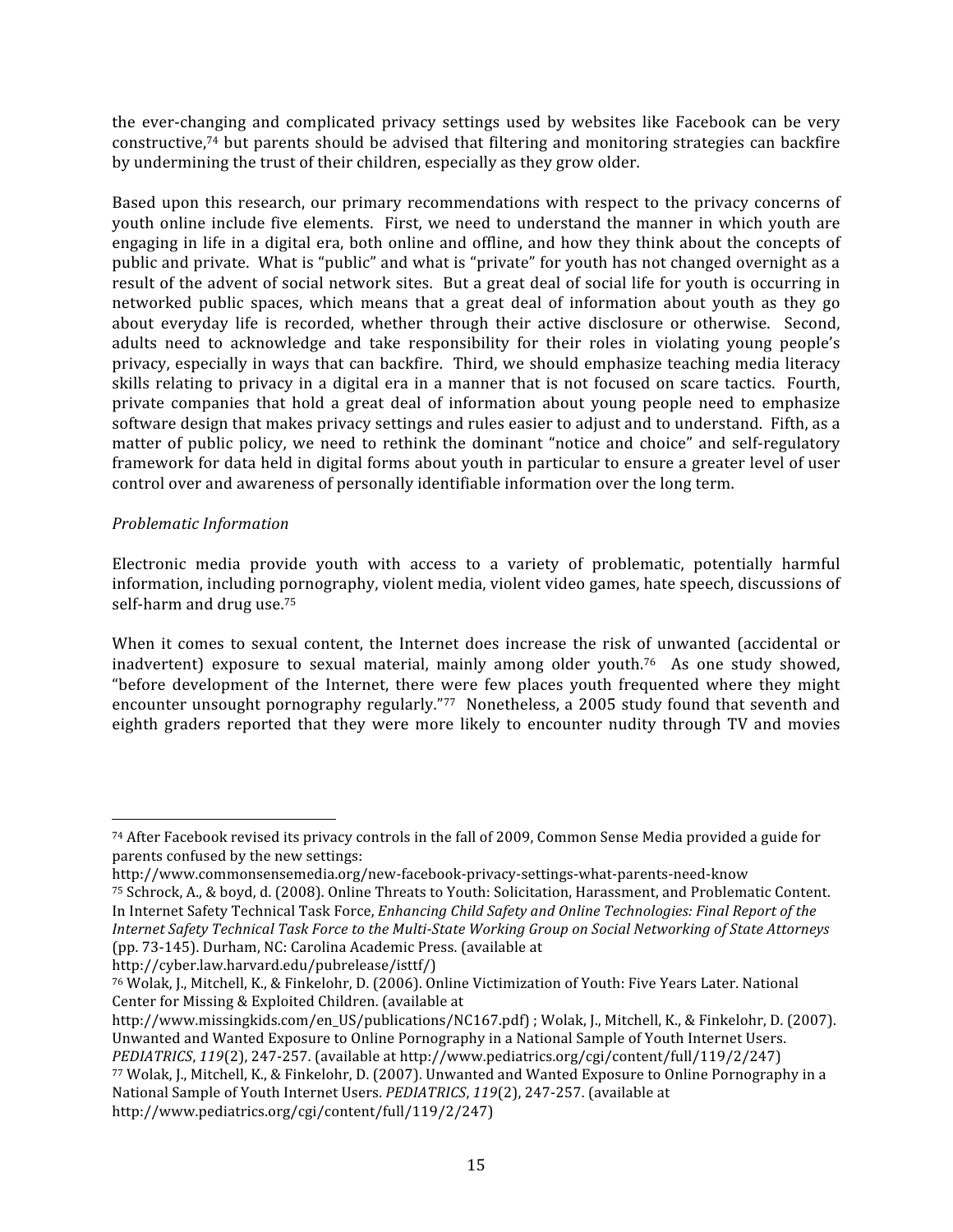the ever-changing and complicated privacy settings used by websites like Facebook can be very constructive,[74] but parents should be advised that filtering and monitoring strategies can backfire by undermining the trust of their children, especially as they grow older.

Based upon this research, our primary recommendations with respect to the privacy concerns of youth online include five elements. First, we need to understand the manner in which youth are engaging in life in a digital era, both online and offline, and how they think about the concepts of public and private. What is "public" and what is "private" for youth has not changed overnight as a result of the advent of social network sites. But a great deal of social life for youth is occurring in networked public spaces, which means that a great deal of information about youth as they go about everyday life is recorded, whether through their active disclosure or otherwise. Second, adults need to acknowledge and take responsibility for their roles in violating young people's privacy, especially in ways that can backfire. Third, we should emphasize teaching media literacy skills relating to privacy in a digital era in a manner that is not focused on scare tactics. Fourth, private companies that hold a great deal of information about young people need to emphasize software design that makes privacy settings and rules easier to adjust and to understand. Fifth, as a matter of public policy, we need to rethink the dominant "notice and choice" and self-regulatory framework for data held in digital forms about youth in particular to ensure a greater level of user control over and awareness of personally identifiable information over the long term.

*Problematic Information*

Electronic media provide youth with access to a variety of problematic, potentially harmful information, including pornography, violent media, violent video games, hate speech, discussions of self-harm and drug use.[75]

When it comes to sexual content, the Internet does increase the risk of unwanted (accidental or inadvertent) exposure to sexual material, mainly among older youth.[76] As one study showed, "before development of the Internet, there were few places youth frequented where they might encounter unsought pornography regularly."[77] Nonetheless, a 2005 study found that seventh and eighth graders reported that they were more likely to encounter nudity through TV and movies

---

[74] After Facebook revised its privacy controls in the fall of 2009, Common Sense Media provided a guide for parents confused by the new settings:
http://www.commonsensemedia.org/new-facebook-privacy-settings-what-parents-need-know

[75] Schrock, A., & boyd, d. (2008). Online Threats to Youth: Solicitation, Harassment, and Problematic Content. In Internet Safety Technical Task Force, *Enhancing Child Safety and Online Technologies: Final Report of the Internet Safety Technical Task Force to the Multi-State Working Group on Social Networking of State Attorneys* (pp. 73-145). Durham, NC: Carolina Academic Press. (available at http://cyber.law.harvard.edu/pubrelease/isttf/)

[76] Wolak, J., Mitchell, K., & Finkelohr, D. (2006). Online Victimization of Youth: Five Years Later. National Center for Missing & Exploited Children. (available at http://www.missingkids.com/en_US/publications/NC167.pdf) ; Wolak, J., Mitchell, K., & Finkelohr, D. (2007). Unwanted and Wanted Exposure to Online Pornography in a National Sample of Youth Internet Users. *PEDIATRICS*, *119*(2), 247-257. (available at http://www.pediatrics.org/cgi/content/full/119/2/247)

[77] Wolak, J., Mitchell, K., & Finkelohr, D. (2007). Unwanted and Wanted Exposure to Online Pornography in a National Sample of Youth Internet Users. *PEDIATRICS*, *119*(2), 247-257. (available at http://www.pediatrics.org/cgi/content/full/119/2/247)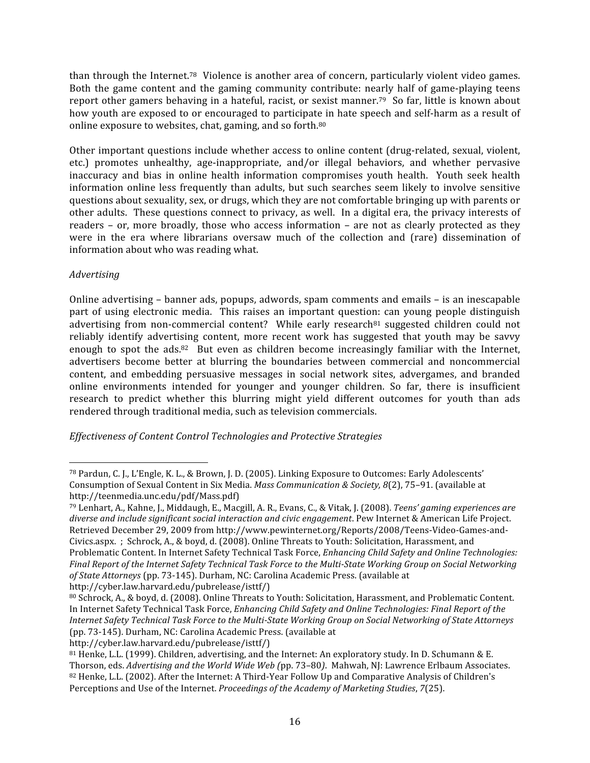than through the Internet.[78] Violence is another area of concern, particularly violent video games. Both the game content and the gaming community contribute: nearly half of game-playing teens report other gamers behaving in a hateful, racist, or sexist manner.[79] So far, little is known about how youth are exposed to or encouraged to participate in hate speech and self-harm as a result of online exposure to websites, chat, gaming, and so forth.[80]

Other important questions include whether access to online content (drug-related, sexual, violent, etc.) promotes unhealthy, age-inappropriate, and/or illegal behaviors, and whether pervasive inaccuracy and bias in online health information compromises youth health. Youth seek health information online less frequently than adults, but such searches seem likely to involve sensitive questions about sexuality, sex, or drugs, which they are not comfortable bringing up with parents or other adults. These questions connect to privacy, as well. In a digital era, the privacy interests of readers – or, more broadly, those who access information – are not as clearly protected as they were in the era where librarians oversaw much of the collection and (rare) dissemination of information about who was reading what.

*Advertising*

Online advertising – banner ads, popups, adwords, spam comments and emails – is an inescapable part of using electronic media. This raises an important question: can young people distinguish advertising from non-commercial content? While early research[81] suggested children could not reliably identify advertising content, more recent work has suggested that youth may be savvy enough to spot the ads.[82] But even as children become increasingly familiar with the Internet, advertisers become better at blurring the boundaries between commercial and noncommercial content, and embedding persuasive messages in social network sites, advergames, and branded online environments intended for younger and younger children. So far, there is insufficient research to predict whether this blurring might yield different outcomes for youth than ads rendered through traditional media, such as television commercials.

*Effectiveness of Content Control Technologies and Protective Strategies*

---

[78] Pardun, C. J., L'Engle, K. L., & Brown, J. D. (2005). Linking Exposure to Outcomes: Early Adolescents' Consumption of Sexual Content in Six Media. *Mass Communication & Society, 8*(2), 75–91. (available at http://teenmedia.unc.edu/pdf/Mass.pdf)

[79] Lenhart, A., Kahne, J., Middaugh, E., Macgill, A. R., Evans, C., & Vitak, J. (2008). *Teens' gaming experiences are diverse and include significant social interaction and civic engagement*. Pew Internet & American Life Project. Retrieved December 29, 2009 from http://www.pewinternet.org/Reports/2008/Teens-Video-Games-and-Civics.aspx. ; Schrock, A., & boyd, d. (2008). Online Threats to Youth: Solicitation, Harassment, and Problematic Content. In Internet Safety Technical Task Force, *Enhancing Child Safety and Online Technologies: Final Report of the Internet Safety Technical Task Force to the Multi-State Working Group on Social Networking of State Attorneys* (pp. 73-145). Durham, NC: Carolina Academic Press. (available at http://cyber.law.harvard.edu/pubrelease/isttf/)

[80] Schrock, A., & boyd, d. (2008). Online Threats to Youth: Solicitation, Harassment, and Problematic Content. In Internet Safety Technical Task Force, *Enhancing Child Safety and Online Technologies: Final Report of the Internet Safety Technical Task Force to the Multi-State Working Group on Social Networking of State Attorneys* (pp. 73-145). Durham, NC: Carolina Academic Press. (available at http://cyber.law.harvard.edu/pubrelease/isttf/)

[81] Henke, L.L. (1999). Children, advertising, and the Internet: An exploratory study. In D. Schumann & E. Thorson, eds. *Advertising and the World Wide Web (*pp. 73–80*)*. Mahwah, NJ: Lawrence Erlbaum Associates.

[82] Henke, L.L. (2002). After the Internet: A Third-Year Follow Up and Comparative Analysis of Children's Perceptions and Use of the Internet. *Proceedings of the Academy of Marketing Studies*, *7*(25).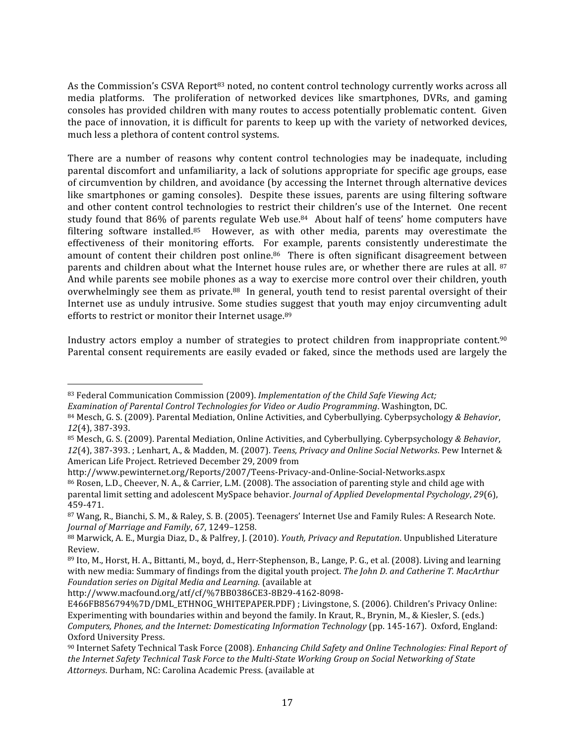As the Commission's CSVA Report[83] noted, no content control technology currently works across all media platforms. The proliferation of networked devices like smartphones, DVRs, and gaming consoles has provided children with many routes to access potentially problematic content. Given the pace of innovation, it is difficult for parents to keep up with the variety of networked devices, much less a plethora of content control systems.

There are a number of reasons why content control technologies may be inadequate, including parental discomfort and unfamiliarity, a lack of solutions appropriate for specific age groups, ease of circumvention by children, and avoidance (by accessing the Internet through alternative devices like smartphones or gaming consoles). Despite these issues, parents are using filtering software and other content control technologies to restrict their children's use of the Internet. One recent study found that 86% of parents regulate Web use.[84] About half of teens' home computers have filtering software installed.[85] However, as with other media, parents may overestimate the effectiveness of their monitoring efforts. For example, parents consistently underestimate the amount of content their children post online.[86] There is often significant disagreement between parents and children about what the Internet house rules are, or whether there are rules at all. [87] And while parents see mobile phones as a way to exercise more control over their children, youth overwhelmingly see them as private.[88] In general, youth tend to resist parental oversight of their Internet use as unduly intrusive. Some studies suggest that youth may enjoy circumventing adult efforts to restrict or monitor their Internet usage.[89]

Industry actors employ a number of strategies to protect children from inappropriate content.[90] Parental consent requirements are easily evaded or faked, since the methods used are largely the

---

[83] Federal Communication Commission (2009). *Implementation of the Child Safe Viewing Act; Examination of Parental Control Technologies for Video or Audio Programming*. Washington, DC.

[84] Mesch, G. S. (2009). Parental Mediation, Online Activities, and Cyberbullying. Cyberpsychology *& Behavior*, *12*(4), 387-393.

[85] Mesch, G. S. (2009). Parental Mediation, Online Activities, and Cyberbullying. Cyberpsychology *& Behavior*, *12*(4), 387-393. ; Lenhart, A., & Madden, M. (2007). *Teens, Privacy and Online Social Networks*. Pew Internet & American Life Project. Retrieved December 29, 2009 from http://www.pewinternet.org/Reports/2007/Teens-Privacy-and-Online-Social-Networks.aspx

[86] Rosen, L.D., Cheever, N. A., & Carrier, L.M. (2008). The association of parenting style and child age with parental limit setting and adolescent MySpace behavior. *Journal of Applied Developmental Psychology*, *29*(6), 459-471.

[87] Wang, R., Bianchi, S. M., & Raley, S. B. (2005). Teenagers' Internet Use and Family Rules: A Research Note. *Journal of Marriage and Family*, *67*, 1249–1258.

[88] Marwick, A. E., Murgia Diaz, D., & Palfrey, J. (2010). *Youth, Privacy and Reputation*. Unpublished Literature Review.

[89] Ito, M., Horst, H. A., Bittanti, M., boyd, d., Herr-Stephenson, B., Lange, P. G., et al. (2008). Living and learning with new media: Summary of findings from the digital youth project. *The John D. and Catherine T. MacArthur Foundation series on Digital Media and Learning.* (available at http://www.macfound.org/atf/cf/%7BB0386CE3-8B29-4162-8098-E466FB856794%7D/DML_ETHNOG_WHITEPAPER.PDF) ; Livingstone, S. (2006). Children's Privacy Online: Experimenting with boundaries within and beyond the family. In Kraut, R., Brynin, M., & Kiesler, S. (eds.) *Computers, Phones, and the Internet: Domesticating Information Technology* (pp. 145-167). Oxford, England: Oxford University Press.

[90] Internet Safety Technical Task Force (2008). *Enhancing Child Safety and Online Technologies: Final Report of the Internet Safety Technical Task Force to the Multi-State Working Group on Social Networking of State Attorneys*. Durham, NC: Carolina Academic Press. (available at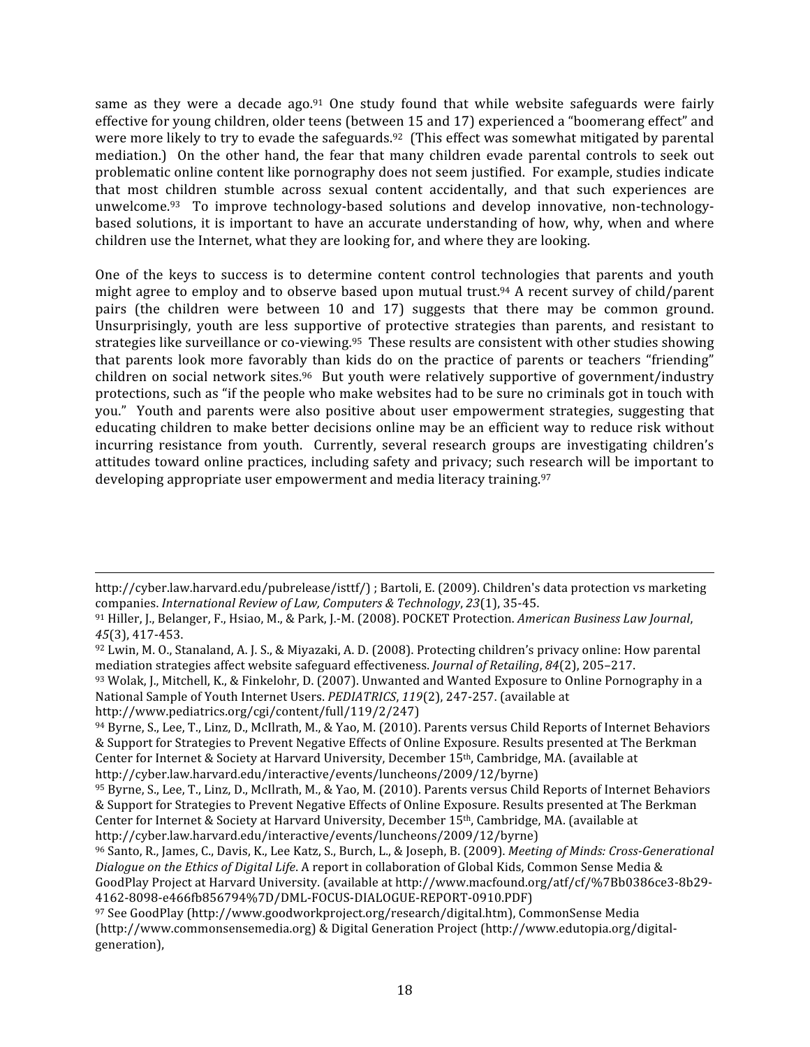same as they were a decade ago.[91] One study found that while website safeguards were fairly effective for young children, older teens (between 15 and 17) experienced a "boomerang effect" and were more likely to try to evade the safeguards.[92] (This effect was somewhat mitigated by parental mediation.) On the other hand, the fear that many children evade parental controls to seek out problematic online content like pornography does not seem justified. For example, studies indicate that most children stumble across sexual content accidentally, and that such experiences are unwelcome.[93] To improve technology-based solutions and develop innovative, non-technology-based solutions, it is important to have an accurate understanding of how, why, when and where children use the Internet, what they are looking for, and where they are looking.

One of the keys to success is to determine content control technologies that parents and youth might agree to employ and to observe based upon mutual trust.[94] A recent survey of child/parent pairs (the children were between 10 and 17) suggests that there may be common ground. Unsurprisingly, youth are less supportive of protective strategies than parents, and resistant to strategies like surveillance or co-viewing.[95] These results are consistent with other studies showing that parents look more favorably than kids do on the practice of parents or teachers "friending" children on social network sites.[96] But youth were relatively supportive of government/industry protections, such as "if the people who make websites had to be sure no criminals got in touch with you." Youth and parents were also positive about user empowerment strategies, suggesting that educating children to make better decisions online may be an efficient way to reduce risk without incurring resistance from youth. Currently, several research groups are investigating children's attitudes toward online practices, including safety and privacy; such research will be important to developing appropriate user empowerment and media literacy training.[97]

---

http://cyber.law.harvard.edu/pubrelease/isttf/) ; Bartoli, E. (2009). Children's data protection vs marketing companies. *International Review of Law, Computers & Technology*, *23*(1), 35-45.

[91] Hiller, J., Belanger, F., Hsiao, M., & Park, J.-M. (2008). POCKET Protection. *American Business Law Journal*, *45*(3), 417-453.

[92] Lwin, M. O., Stanaland, A. J. S., & Miyazaki, A. D. (2008). Protecting children's privacy online: How parental mediation strategies affect website safeguard effectiveness. *Journal of Retailing*, *84*(2), 205–217.

[93] Wolak, J., Mitchell, K., & Finkelohr, D. (2007). Unwanted and Wanted Exposure to Online Pornography in a National Sample of Youth Internet Users. *PEDIATRICS*, *119*(2), 247-257. (available at http://www.pediatrics.org/cgi/content/full/119/2/247)

[94] Byrne, S., Lee, T., Linz, D., McIlrath, M., & Yao, M. (2010). Parents versus Child Reports of Internet Behaviors & Support for Strategies to Prevent Negative Effects of Online Exposure. Results presented at The Berkman Center for Internet & Society at Harvard University, December 15th, Cambridge, MA. (available at http://cyber.law.harvard.edu/interactive/events/luncheons/2009/12/byrne)

[95] Byrne, S., Lee, T., Linz, D., McIlrath, M., & Yao, M. (2010). Parents versus Child Reports of Internet Behaviors & Support for Strategies to Prevent Negative Effects of Online Exposure. Results presented at The Berkman Center for Internet & Society at Harvard University, December 15th, Cambridge, MA. (available at http://cyber.law.harvard.edu/interactive/events/luncheons/2009/12/byrne)

[96] Santo, R., James, C., Davis, K., Lee Katz, S., Burch, L., & Joseph, B. (2009). *Meeting of Minds: Cross-Generational Dialogue on the Ethics of Digital Life*. A report in collaboration of Global Kids, Common Sense Media & GoodPlay Project at Harvard University. (available at http://www.macfound.org/atf/cf/%7Bb0386ce3-8b29-4162-8098-e466fb856794%7D/DML-FOCUS-DIALOGUE-REPORT-0910.PDF)

[97] See GoodPlay (http://www.goodworkproject.org/research/digital.htm), CommonSense Media (http://www.commonsensemedia.org) & Digital Generation Project (http://www.edutopia.org/digital-generation),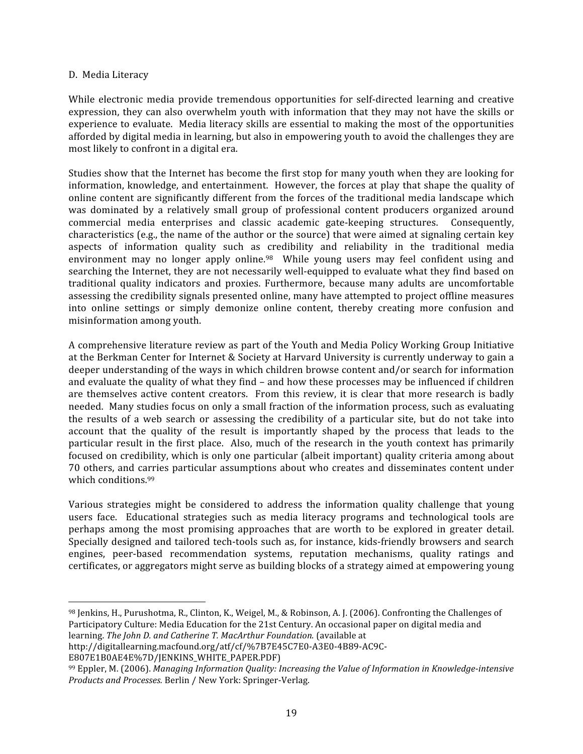D. Media Literacy

While electronic media provide tremendous opportunities for self-directed learning and creative expression, they can also overwhelm youth with information that they may not have the skills or experience to evaluate. Media literacy skills are essential to making the most of the opportunities afforded by digital media in learning, but also in empowering youth to avoid the challenges they are most likely to confront in a digital era.

Studies show that the Internet has become the first stop for many youth when they are looking for information, knowledge, and entertainment. However, the forces at play that shape the quality of online content are significantly different from the forces of the traditional media landscape which was dominated by a relatively small group of professional content producers organized around commercial media enterprises and classic academic gate-keeping structures. Consequently, characteristics (e.g., the name of the author or the source) that were aimed at signaling certain key aspects of information quality such as credibility and reliability in the traditional media environment may no longer apply online.[98] While young users may feel confident using and searching the Internet, they are not necessarily well-equipped to evaluate what they find based on traditional quality indicators and proxies. Furthermore, because many adults are uncomfortable assessing the credibility signals presented online, many have attempted to project offline measures into online settings or simply demonize online content, thereby creating more confusion and misinformation among youth.

A comprehensive literature review as part of the Youth and Media Policy Working Group Initiative at the Berkman Center for Internet & Society at Harvard University is currently underway to gain a deeper understanding of the ways in which children browse content and/or search for information and evaluate the quality of what they find – and how these processes may be influenced if children are themselves active content creators. From this review, it is clear that more research is badly needed. Many studies focus on only a small fraction of the information process, such as evaluating the results of a web search or assessing the credibility of a particular site, but do not take into account that the quality of the result is importantly shaped by the process that leads to the particular result in the first place. Also, much of the research in the youth context has primarily focused on credibility, which is only one particular (albeit important) quality criteria among about 70 others, and carries particular assumptions about who creates and disseminates content under which conditions.[99]

Various strategies might be considered to address the information quality challenge that young users face. Educational strategies such as media literacy programs and technological tools are perhaps among the most promising approaches that are worth to be explored in greater detail. Specially designed and tailored tech-tools such as, for instance, kids-friendly browsers and search engines, peer-based recommendation systems, reputation mechanisms, quality ratings and certificates, or aggregators might serve as building blocks of a strategy aimed at empowering young

---

[98] Jenkins, H., Purushotma, R., Clinton, K., Weigel, M., & Robinson, A. J. (2006). Confronting the Challenges of Participatory Culture: Media Education for the 21st Century. An occasional paper on digital media and learning. *The John D. and Catherine T. MacArthur Foundation.* (available at http://digitallearning.macfound.org/atf/cf/%7B7E45C7E0-A3E0-4B89-AC9C-E807E1B0AE4E%7D/JENKINS_WHITE_PAPER.PDF)

[99] Eppler, M. (2006). *Managing Information Quality: Increasing the Value of Information in Knowledge-intensive Products and Processes.* Berlin / New York: Springer-Verlag.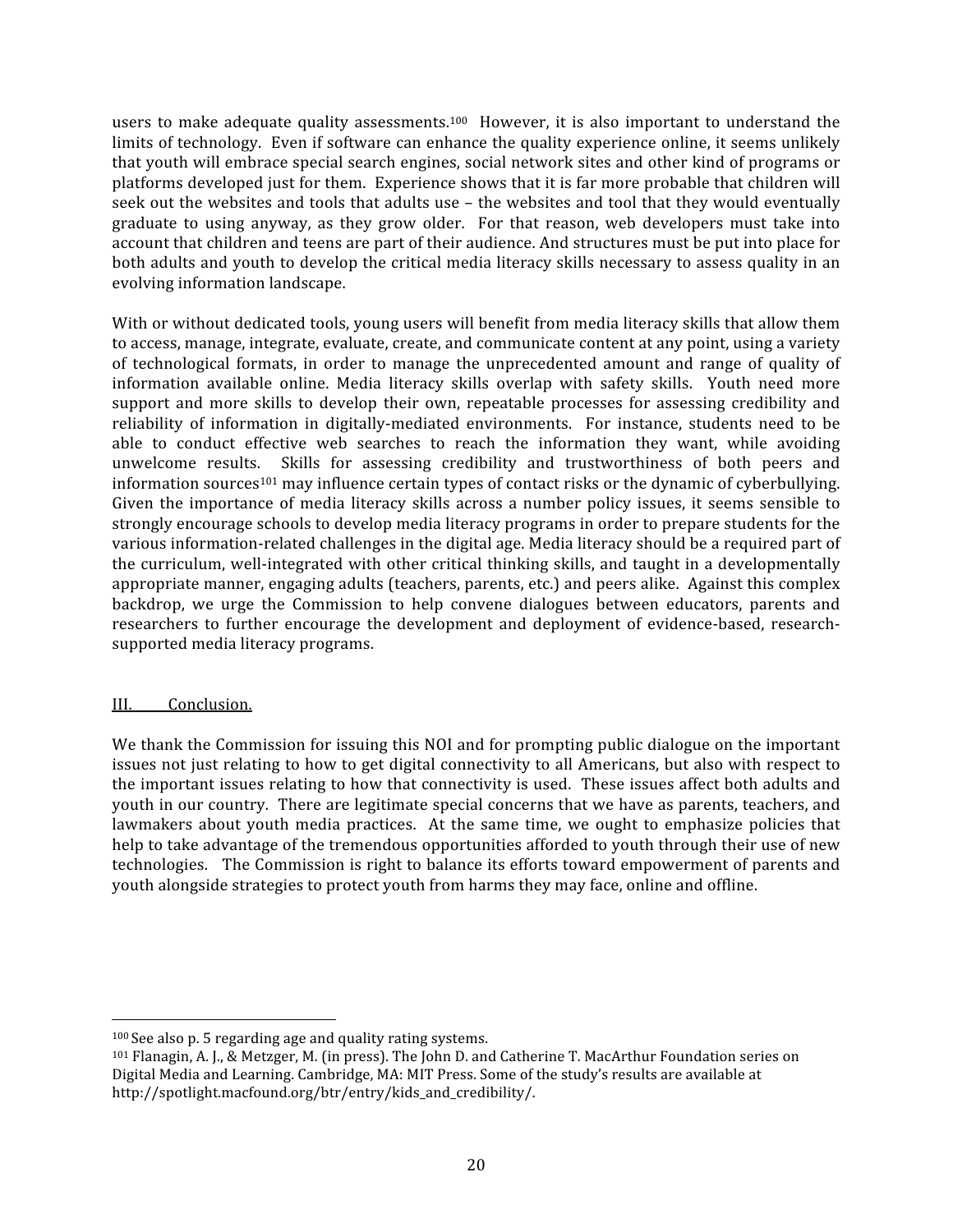users to make adequate quality assessments.[100] However, it is also important to understand the limits of technology. Even if software can enhance the quality experience online, it seems unlikely that youth will embrace special search engines, social network sites and other kind of programs or platforms developed just for them. Experience shows that it is far more probable that children will seek out the websites and tools that adults use – the websites and tool that they would eventually graduate to using anyway, as they grow older. For that reason, web developers must take into account that children and teens are part of their audience. And structures must be put into place for both adults and youth to develop the critical media literacy skills necessary to assess quality in an evolving information landscape.

With or without dedicated tools, young users will benefit from media literacy skills that allow them to access, manage, integrate, evaluate, create, and communicate content at any point, using a variety of technological formats, in order to manage the unprecedented amount and range of quality of information available online. Media literacy skills overlap with safety skills. Youth need more support and more skills to develop their own, repeatable processes for assessing credibility and reliability of information in digitally-mediated environments. For instance, students need to be able to conduct effective web searches to reach the information they want, while avoiding unwelcome results. Skills for assessing credibility and trustworthiness of both peers and information sources[101] may influence certain types of contact risks or the dynamic of cyberbullying. Given the importance of media literacy skills across a number policy issues, it seems sensible to strongly encourage schools to develop media literacy programs in order to prepare students for the various information-related challenges in the digital age. Media literacy should be a required part of the curriculum, well-integrated with other critical thinking skills, and taught in a developmentally appropriate manner, engaging adults (teachers, parents, etc.) and peers alike. Against this complex backdrop, we urge the Commission to help convene dialogues between educators, parents and researchers to further encourage the development and deployment of evidence-based, research-supported media literacy programs.

## III. Conclusion.

We thank the Commission for issuing this NOI and for prompting public dialogue on the important issues not just relating to how to get digital connectivity to all Americans, but also with respect to the important issues relating to how that connectivity is used. These issues affect both adults and youth in our country. There are legitimate special concerns that we have as parents, teachers, and lawmakers about youth media practices. At the same time, we ought to emphasize policies that help to take advantage of the tremendous opportunities afforded to youth through their use of new technologies. The Commission is right to balance its efforts toward empowerment of parents and youth alongside strategies to protect youth from harms they may face, online and offline.

---

[100] See also p. 5 regarding age and quality rating systems.

[101] Flanagin, A. J., & Metzger, M. (in press). The John D. and Catherine T. MacArthur Foundation series on Digital Media and Learning. Cambridge, MA: MIT Press. Some of the study's results are available at http://spotlight.macfound.org/btr/entry/kids_and_credibility/.